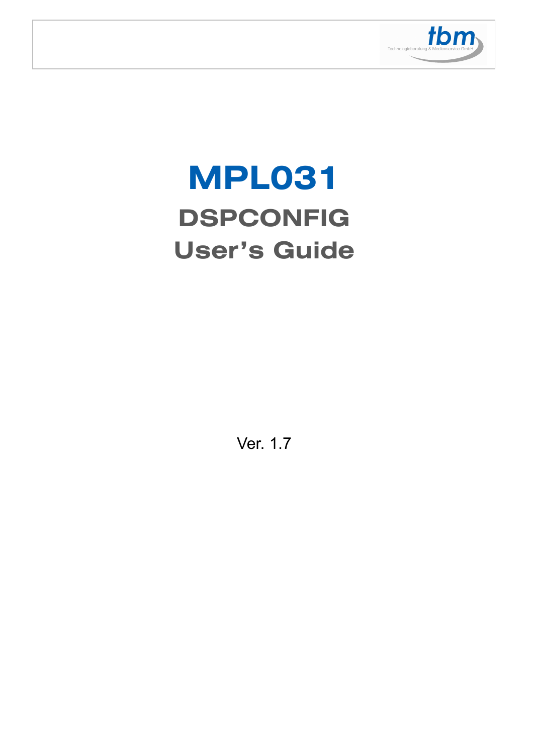# MPL031

## DSPCONFIG

## User's Guide

Ver. 1.7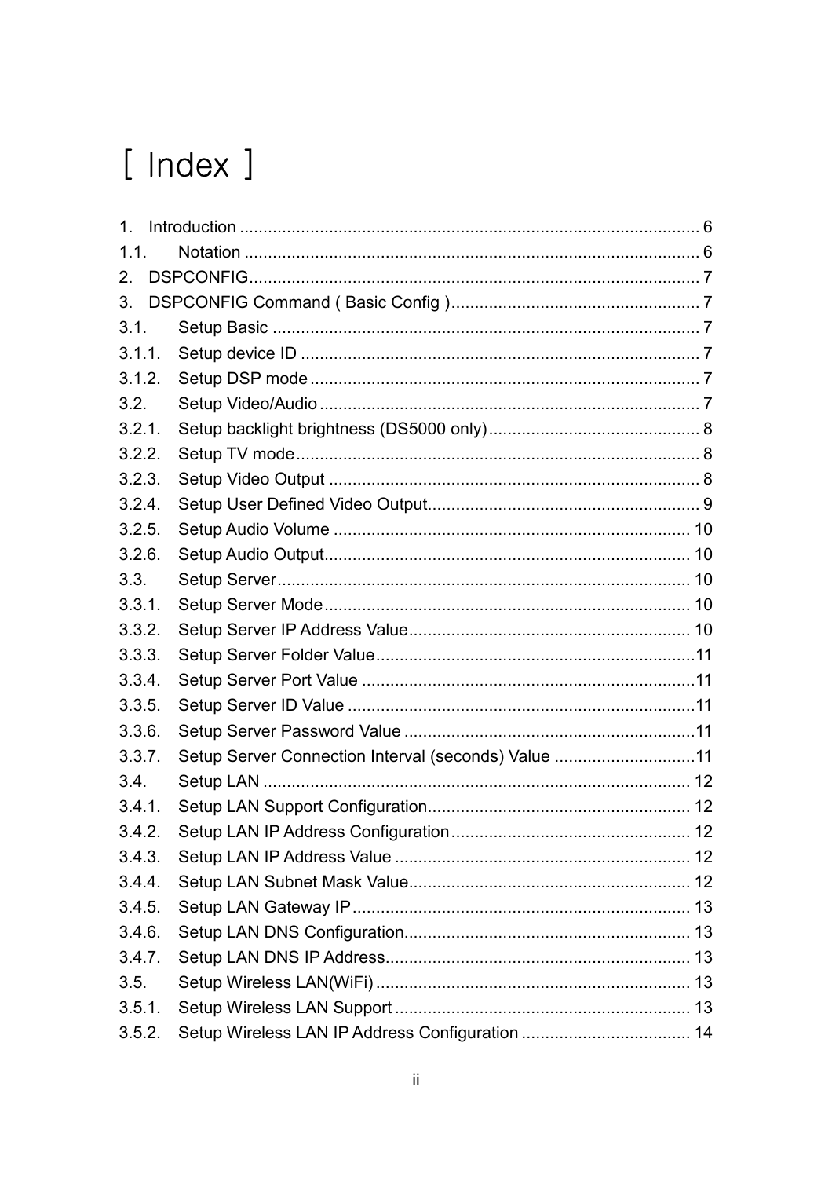# [ Index ]

1. Introduction ........................................................................................ 6
1.1. Notation ........................................................................................ 6
2. DSPCONFIG........................................................................................ 7
3. DSPCONFIG Command ( Basic Config )........................................................ 7
3.1. Setup Basic ........................................................................................ 7
3.1.1. Setup device ID ........................................................................................ 7
3.1.2. Setup DSP mode ........................................................................................ 7
3.2. Setup Video/Audio ........................................................................................ 7
3.2.1. Setup backlight brightness (DS5000 only)............................................. 8
3.2.2. Setup TV mode........................................................................................ 8
3.2.3. Setup Video Output ........................................................................................ 8
3.2.4. Setup User Defined Video Output........................................................ 9
3.2.5. Setup Audio Volume ........................................................................................ 10
3.2.6. Setup Audio Output........................................................................................ 10
3.3. Setup Server........................................................................................ 10
3.3.1. Setup Server Mode........................................................................................ 10
3.3.2. Setup Server IP Address Value........................................................ 10
3.3.3. Setup Server Folder Value........................................................................ 11
3.3.4. Setup Server Port Value ........................................................................ 11
3.3.5. Setup Server ID Value ........................................................................ 11
3.3.6. Setup Server Password Value ........................................................ 11
3.3.7. Setup Server Connection Interval (seconds) Value ............................. 11
3.4. Setup LAN ........................................................................................ 12
3.4.1. Setup LAN Support Configuration........................................................ 12
3.4.2. Setup LAN IP Address Configuration........................................................ 12
3.4.3. Setup LAN IP Address Value ........................................................ 12
3.4.4. Setup LAN Subnet Mask Value........................................................ 12
3.4.5. Setup LAN Gateway IP........................................................................ 13
3.4.6. Setup LAN DNS Configuration........................................................ 13
3.4.7. Setup LAN DNS IP Address........................................................ 13
3.5. Setup Wireless LAN(WiFi) ........................................................................ 13
3.5.1. Setup Wireless LAN Support ........................................................ 13
3.5.2. Setup Wireless LAN IP Address Configuration ..................................... 14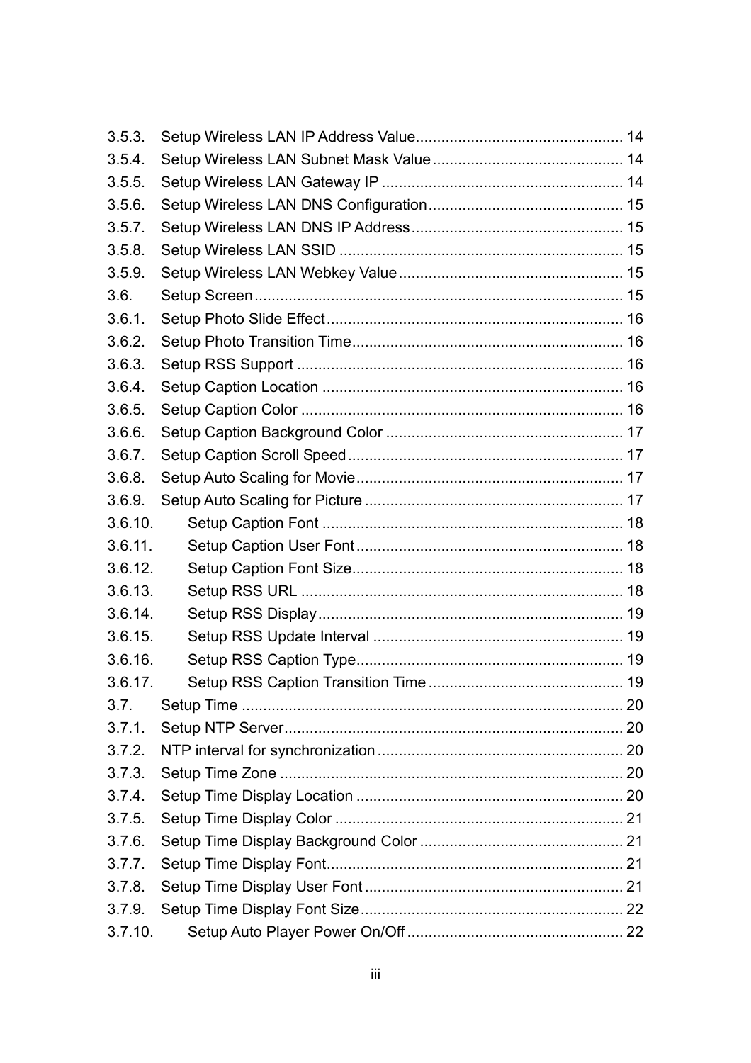3.5.3. Setup Wireless LAN IP Address Value................................................ 14
3.5.4. Setup Wireless LAN Subnet Mask Value............................................ 14
3.5.5. Setup Wireless LAN Gateway IP ......................................................... 14
3.5.6. Setup Wireless LAN DNS Configuration............................................. 15
3.5.7. Setup Wireless LAN DNS IP Address................................................. 15
3.5.8. Setup Wireless LAN SSID .................................................................. 15
3.5.9. Setup Wireless LAN Webkey Value.................................................... 15
3.6. Setup Screen...................................................................................... 15
3.6.1. Setup Photo Slide Effect..................................................................... 16
3.6.2. Setup Photo Transition Time............................................................... 16
3.6.3. Setup RSS Support ............................................................................ 16
3.6.4. Setup Caption Location ...................................................................... 16
3.6.5. Setup Caption Color ........................................................................... 16
3.6.6. Setup Caption Background Color ....................................................... 17
3.6.7. Setup Caption Scroll Speed................................................................ 17
3.6.8. Setup Auto Scaling for Movie.............................................................. 17
3.6.9. Setup Auto Scaling for Picture ............................................................ 17
3.6.10. Setup Caption Font ...................................................................... 18
3.6.11. Setup Caption User Font .............................................................. 18
3.6.12. Setup Caption Font Size............................................................... 18
3.6.13. Setup RSS URL ........................................................................... 18
3.6.14. Setup RSS Display....................................................................... 19
3.6.15. Setup RSS Update Interval .......................................................... 19
3.6.16. Setup RSS Caption Type.............................................................. 19
3.6.17. Setup RSS Caption Transition Time ............................................ 19
3.7. Setup Time ......................................................................................... 20
3.7.1. Setup NTP Server............................................................................... 20
3.7.2. NTP interval for synchronization......................................................... 20
3.7.3. Setup Time Zone ................................................................................ 20
3.7.4. Setup Time Display Location .............................................................. 20
3.7.5. Setup Time Display Color ................................................................... 21
3.7.6. Setup Time Display Background Color ............................................... 21
3.7.7. Setup Time Display Font..................................................................... 21
3.7.8. Setup Time Display User Font ............................................................ 21
3.7.9. Setup Time Display Font Size............................................................. 22
3.7.10. Setup Auto Player Power On/Off .................................................. 22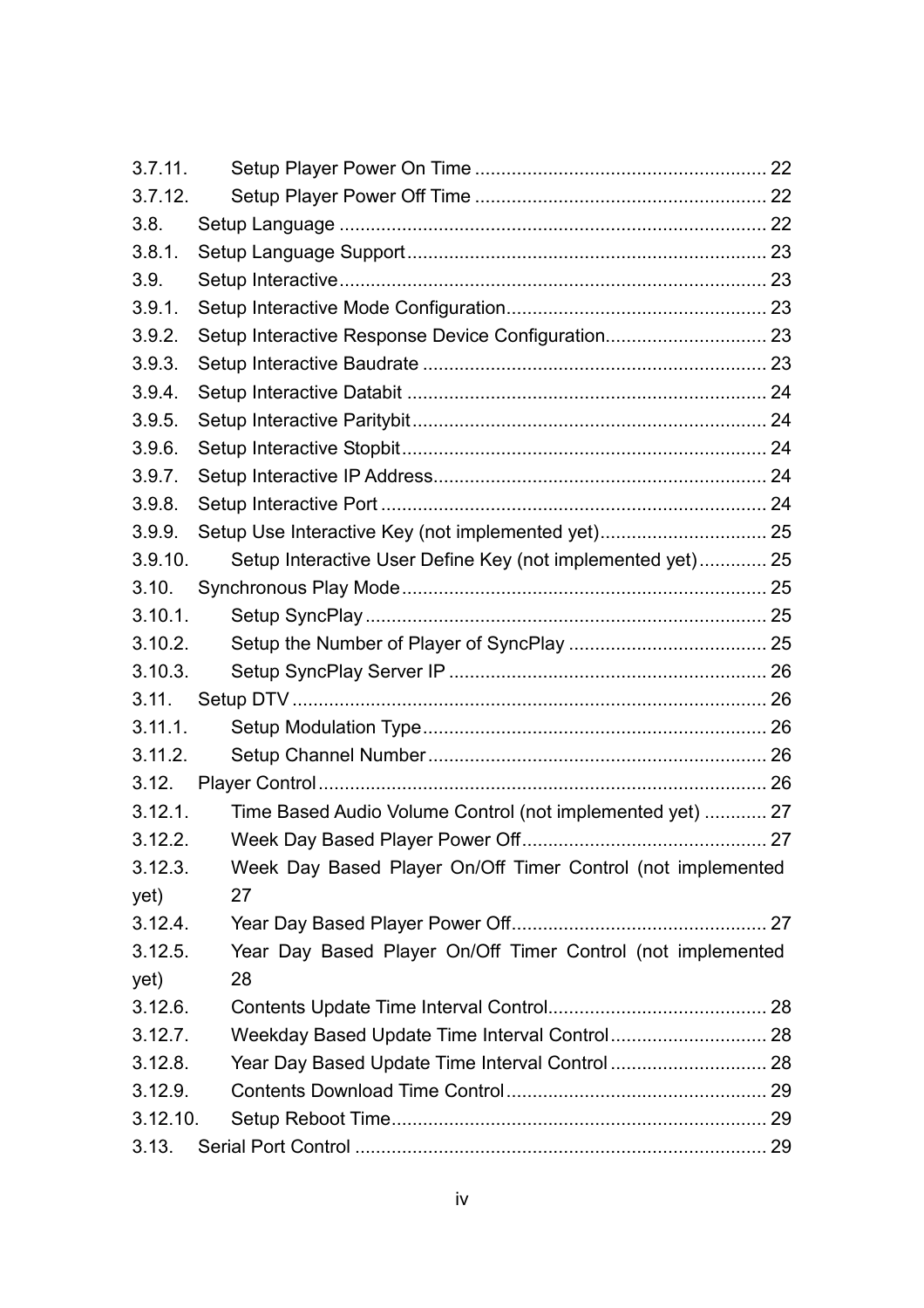3.7.11. Setup Player Power On Time ........................................................ 22
3.7.12. Setup Player Power Off Time ........................................................ 22
3.8. Setup Language ................................................................................. 22
3.8.1. Setup Language Support.................................................................... 23
3.9. Setup Interactive................................................................................. 23
3.9.1. Setup Interactive Mode Configuration.................................................. 23
3.9.2. Setup Interactive Response Device Configuration............................... 23
3.9.3. Setup Interactive Baudrate ................................................................. 23
3.9.4. Setup Interactive Databit .................................................................... 24
3.9.5. Setup Interactive Paritybit.................................................................... 24
3.9.6. Setup Interactive Stopbit...................................................................... 24
3.9.7. Setup Interactive IP Address................................................................ 24
3.9.8. Setup Interactive Port .......................................................................... 24
3.9.9. Setup Use Interactive Key (not implemented yet)................................ 25
3.9.10. Setup Interactive User Define Key (not implemented yet)............. 25
3.10. Synchronous Play Mode...................................................................... 25
3.10.1. Setup SyncPlay ............................................................................. 25
3.10.2. Setup the Number of Player of SyncPlay ...................................... 25
3.10.3. Setup SyncPlay Server IP ............................................................. 26
3.11. Setup DTV ........................................................................................... 26
3.11.1. Setup Modulation Type.................................................................. 26
3.11.2. Setup Channel Number................................................................. 26
3.12. Player Control...................................................................................... 26
3.12.1. Time Based Audio Volume Control (not implemented yet) ............ 27
3.12.2. Week Day Based Player Power Off............................................... 27
3.12.3. Week Day Based Player On/Off Timer Control (not implemented yet) 27
3.12.4. Year Day Based Player Power Off................................................. 27
3.12.5. Year Day Based Player On/Off Timer Control (not implemented yet) 28
3.12.6. Contents Update Time Interval Control.......................................... 28
3.12.7. Weekday Based Update Time Interval Control.............................. 28
3.12.8. Year Day Based Update Time Interval Control .............................. 28
3.12.9. Contents Download Time Control.................................................. 29
3.12.10. Setup Reboot Time........................................................................ 29
3.13. Serial Port Control ............................................................................... 29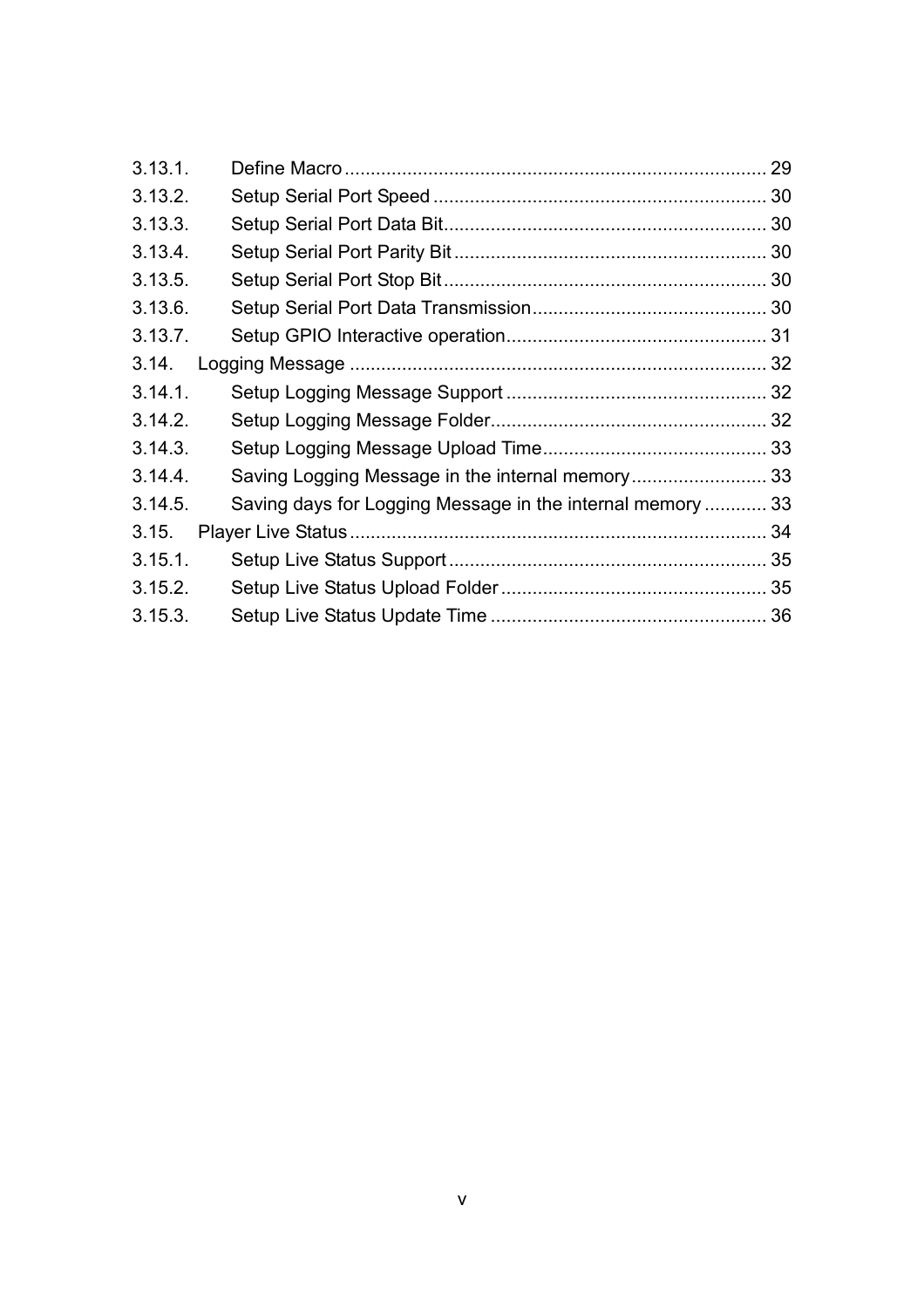3.13.1. Define Macro ................................................................................ 29
3.13.2. Setup Serial Port Speed ................................................................ 30
3.13.3. Setup Serial Port Data Bit.............................................................. 30
3.13.4. Setup Serial Port Parity Bit ............................................................ 30
3.13.5. Setup Serial Port Stop Bit .............................................................. 30
3.13.6. Setup Serial Port Data Transmission............................................. 30
3.13.7. Setup GPIO Interactive operation.................................................. 31
3.14. Logging Message ................................................................................ 32
3.14.1. Setup Logging Message Support .................................................. 32
3.14.2. Setup Logging Message Folder..................................................... 32
3.14.3. Setup Logging Message Upload Time........................................... 33
3.14.4. Saving Logging Message in the internal memory.......................... 33
3.14.5. Saving days for Logging Message in the internal memory ............ 33
3.15. Player Live Status ................................................................................ 34
3.15.1. Setup Live Status Support ............................................................. 35
3.15.2. Setup Live Status Upload Folder ................................................... 35
3.15.3. Setup Live Status Update Time ..................................................... 36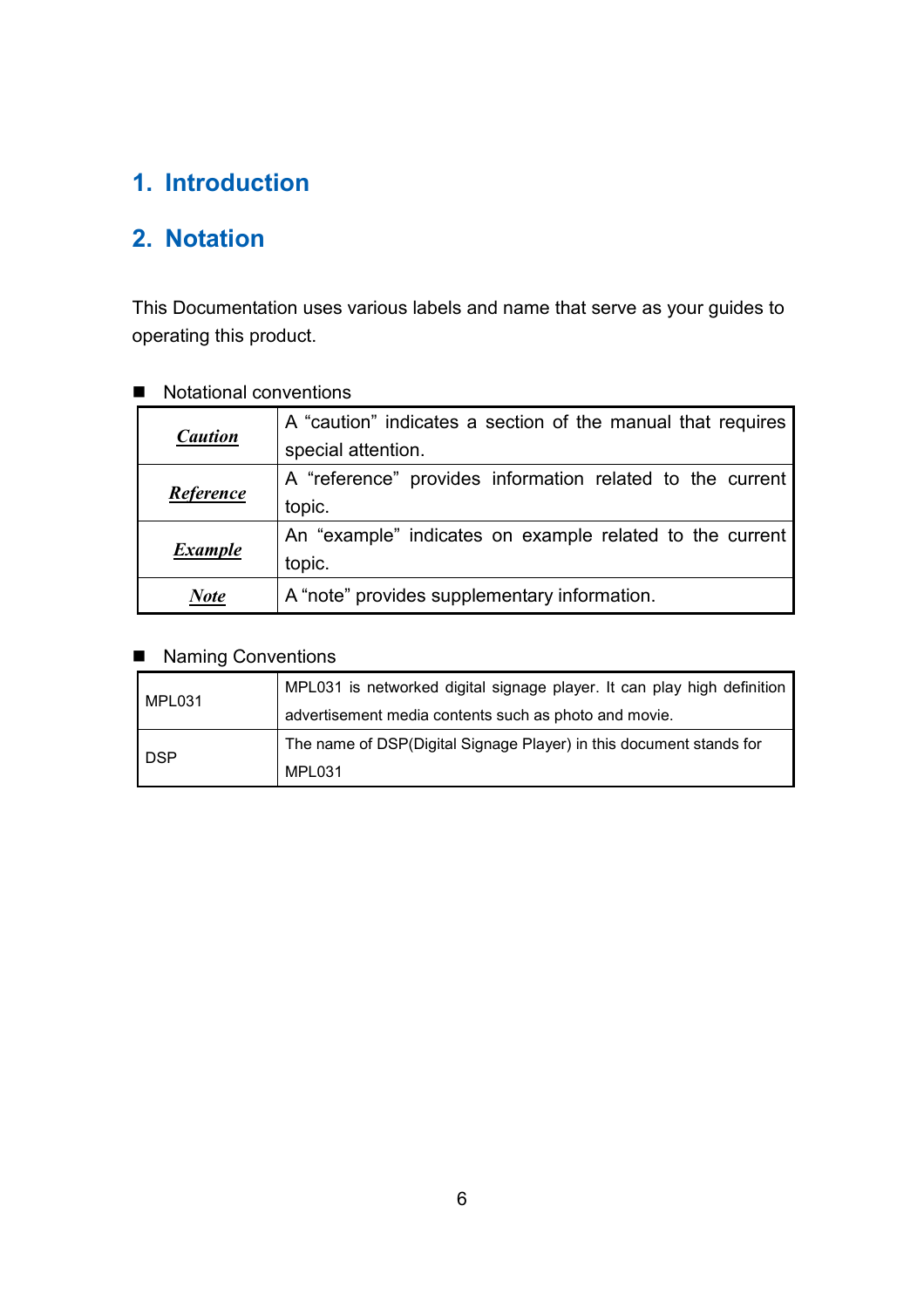# 1. Introduction

# 2. Notation

This Documentation uses various labels and name that serve as your guides to operating this product.

- Notational conventions

| | |
|---|---|
| ***Caution*** | A “caution” indicates a section of the manual that requires special attention. |
| ***Reference*** | A “reference” provides information related to the current topic. |
| ***Example*** | An “example” indicates on example related to the current topic. |
| ***Note*** | A “note” provides supplementary information. |

- Naming Conventions

| | |
|---|---|
| MPL031 | MPL031 is networked digital signage player. It can play high definition advertisement media contents such as photo and movie. |
| DSP | The name of DSP(Digital Signage Player) in this document stands for MPL031 |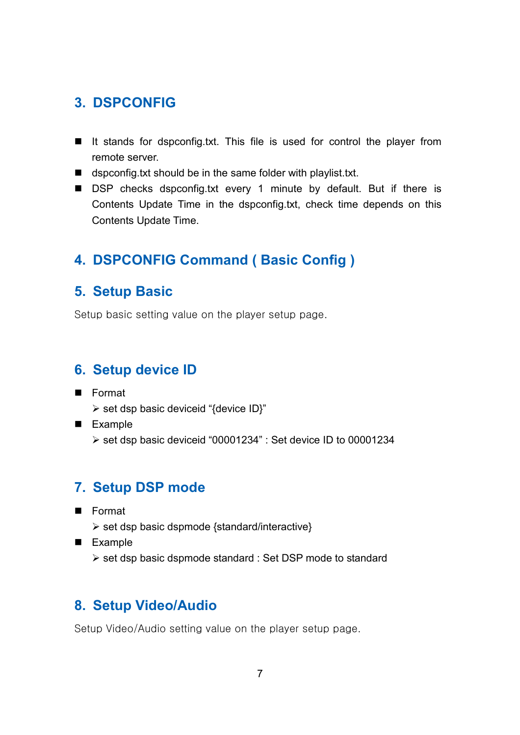## 3. DSPCONFIG

- It stands for dspconfig.txt. This file is used for control the player from remote server.
- dspconfig.txt should be in the same folder with playlist.txt.
- DSP checks dspconfig.txt every 1 minute by default. But if there is Contents Update Time in the dspconfig.txt, check time depends on this Contents Update Time.

## 4. DSPCONFIG Command ( Basic Config )

## 5. Setup Basic

Setup basic setting value on the player setup page.

## 6. Setup device ID

- Format
  - set dsp basic deviceid “{device ID}”
- Example
  - set dsp basic deviceid “00001234” : Set device ID to 00001234

## 7. Setup DSP mode

- Format
  - set dsp basic dspmode {standard/interactive}
- Example
  - set dsp basic dspmode standard : Set DSP mode to standard

## 8. Setup Video/Audio

Setup Video/Audio setting value on the player setup page.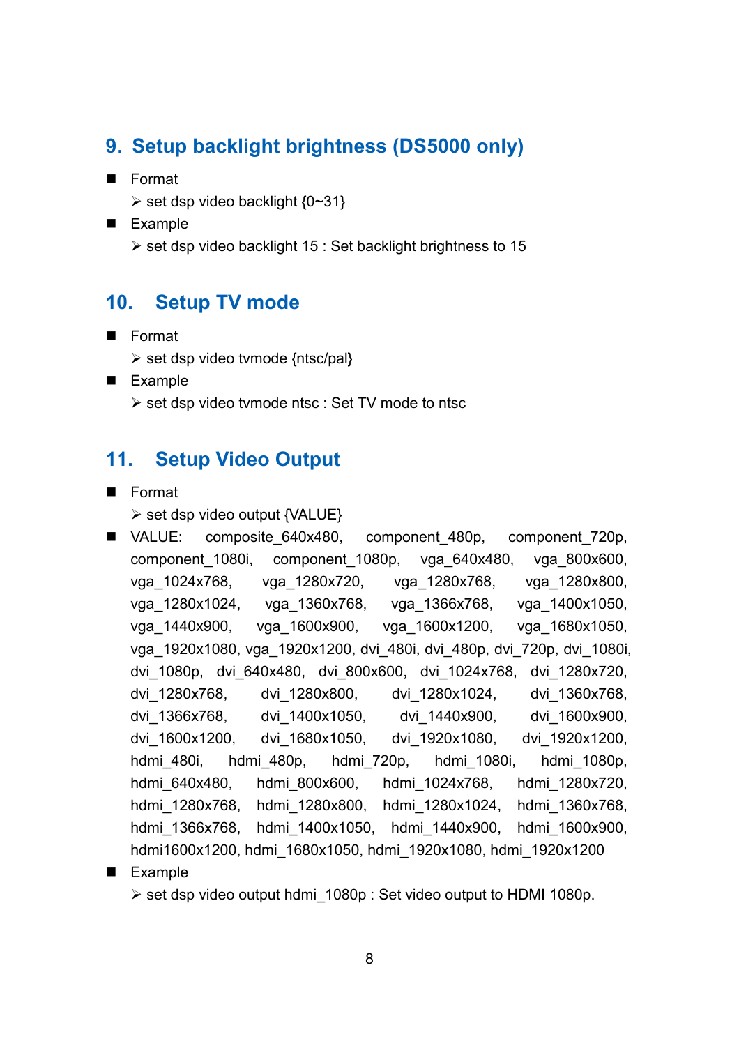## 9. Setup backlight brightness (DS5000 only)

- Format
  - set dsp video backlight {0~31}
- Example
  - set dsp video backlight 15 : Set backlight brightness to 15

## 10. Setup TV mode

- Format
  - set dsp video tvmode {ntsc/pal}
- Example
  - set dsp video tvmode ntsc : Set TV mode to ntsc

## 11. Setup Video Output

- Format
  - set dsp video output {VALUE}
- VALUE: composite_640x480, component_480p, component_720p, component_1080i, component_1080p, vga_640x480, vga_800x600, vga_1024x768, vga_1280x720, vga_1280x768, vga_1280x800, vga_1280x1024, vga_1360x768, vga_1366x768, vga_1400x1050, vga_1440x900, vga_1600x900, vga_1600x1200, vga_1680x1050, vga_1920x1080, vga_1920x1200, dvi_480i, dvi_480p, dvi_720p, dvi_1080i, dvi_1080p, dvi_640x480, dvi_800x600, dvi_1024x768, dvi_1280x720, dvi_1280x768, dvi_1280x800, dvi_1280x1024, dvi_1360x768, dvi_1366x768, dvi_1400x1050, dvi_1440x900, dvi_1600x900, dvi_1600x1200, dvi_1680x1050, dvi_1920x1080, dvi_1920x1200, hdmi_480i, hdmi_480p, hdmi_720p, hdmi_1080i, hdmi_1080p, hdmi_640x480, hdmi_800x600, hdmi_1024x768, hdmi_1280x720, hdmi_1280x768, hdmi_1280x800, hdmi_1280x1024, hdmi_1360x768, hdmi_1366x768, hdmi_1400x1050, hdmi_1440x900, hdmi_1600x900, hdmi1600x1200, hdmi_1680x1050, hdmi_1920x1080, hdmi_1920x1200
- Example
  - set dsp video output hdmi_1080p : Set video output to HDMI 1080p.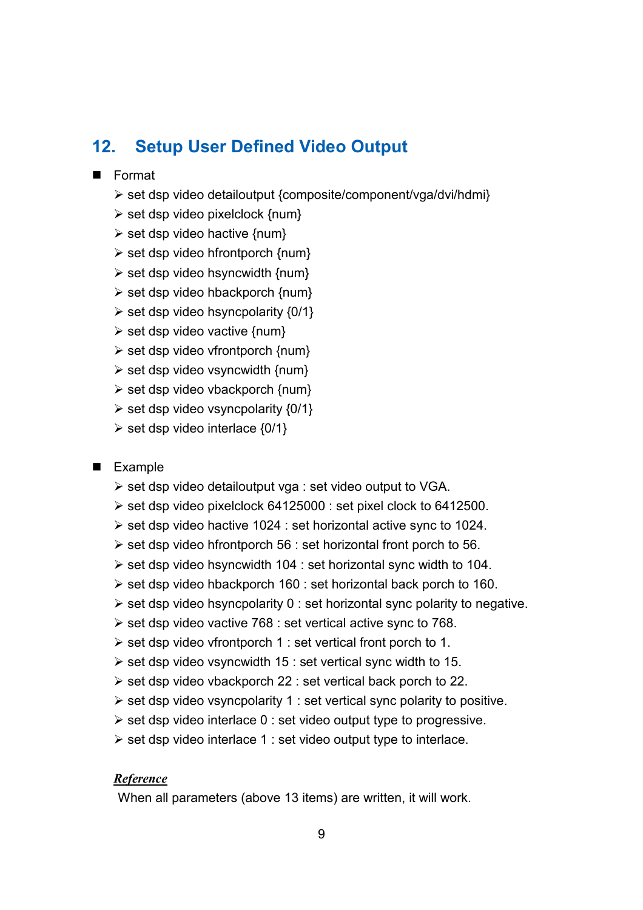## 12. Setup User Defined Video Output

- Format
  - set dsp video detailoutput {composite/component/vga/dvi/hdmi}
  - set dsp video pixelclock {num}
  - set dsp video hactive {num}
  - set dsp video hfrontporch {num}
  - set dsp video hsyncwidth {num}
  - set dsp video hbackporch {num}
  - set dsp video hsyncpolarity {0/1}
  - set dsp video vactive {num}
  - set dsp video vfrontporch {num}
  - set dsp video vsyncwidth {num}
  - set dsp video vbackporch {num}
  - set dsp video vsyncpolarity {0/1}
  - set dsp video interlace {0/1}

- Example
  - set dsp video detailoutput vga : set video output to VGA.
  - set dsp video pixelclock 64125000 : set pixel clock to 6412500.
  - set dsp video hactive 1024 : set horizontal active sync to 1024.
  - set dsp video hfrontporch 56 : set horizontal front porch to 56.
  - set dsp video hsyncwidth 104 : set horizontal sync width to 104.
  - set dsp video hbackporch 160 : set horizontal back porch to 160.
  - set dsp video hsyncpolarity 0 : set horizontal sync polarity to negative.
  - set dsp video vactive 768 : set vertical active sync to 768.
  - set dsp video vfrontporch 1 : set vertical front porch to 1.
  - set dsp video vsyncwidth 15 : set vertical sync width to 15.
  - set dsp video vbackporch 22 : set vertical back porch to 22.
  - set dsp video vsyncpolarity 1 : set vertical sync polarity to positive.
  - set dsp video interlace 0 : set video output type to progressive.
  - set dsp video interlace 1 : set video output type to interlace.

***Reference***

When all parameters (above 13 items) are written, it will work.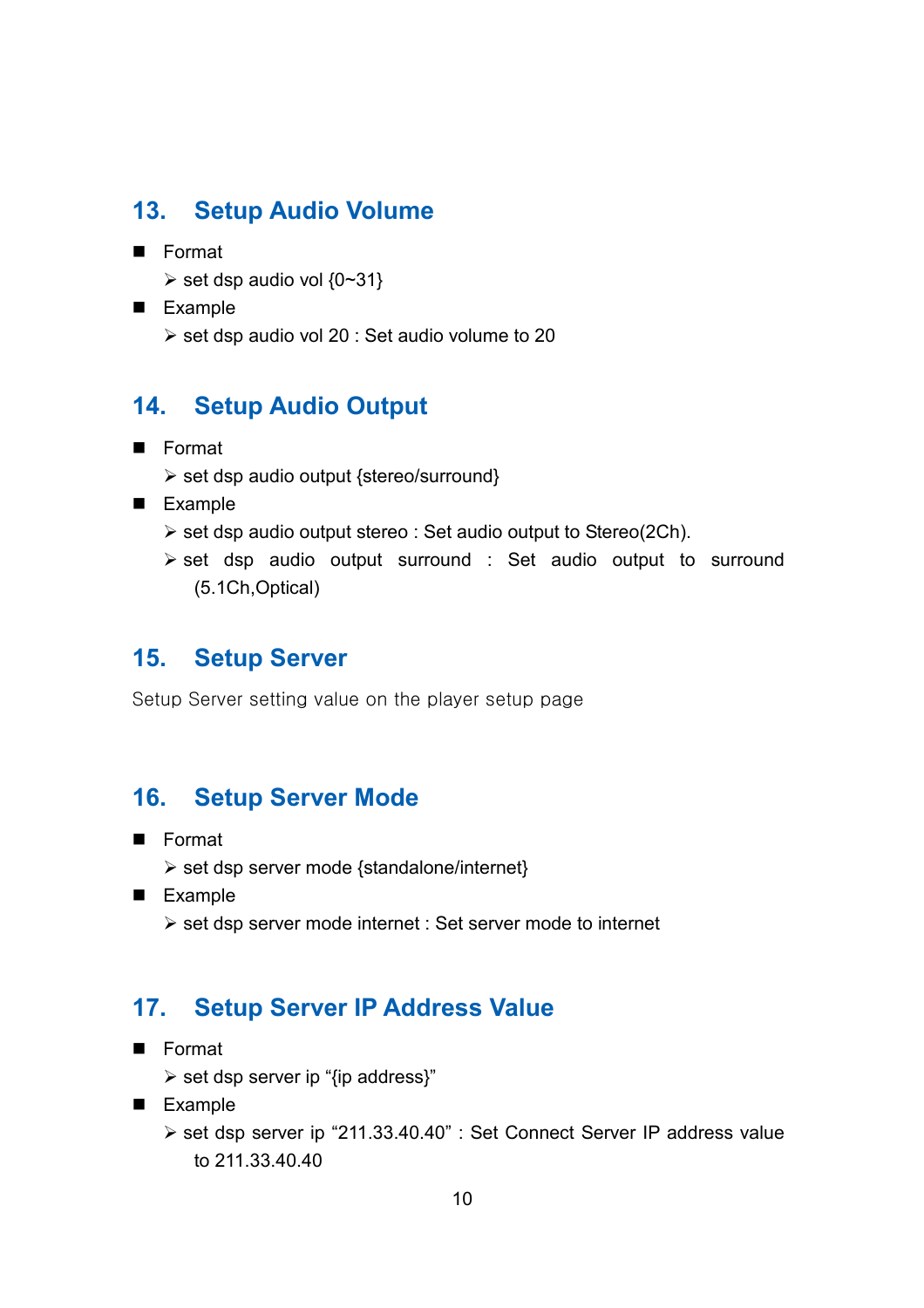## 13. Setup Audio Volume

- Format
  - set dsp audio vol {0~31}
- Example
  - set dsp audio vol 20 : Set audio volume to 20

## 14. Setup Audio Output

- Format
  - set dsp audio output {stereo/surround}
- Example
  - set dsp audio output stereo : Set audio output to Stereo(2Ch).
  - set dsp audio output surround : Set audio output to surround (5.1Ch,Optical)

## 15. Setup Server

Setup Server setting value on the player setup page

## 16. Setup Server Mode

- Format
  - set dsp server mode {standalone/internet}
- Example
  - set dsp server mode internet : Set server mode to internet

## 17. Setup Server IP Address Value

- Format
  - set dsp server ip “{ip address}”
- Example
  - set dsp server ip “211.33.40.40” : Set Connect Server IP address value to 211.33.40.40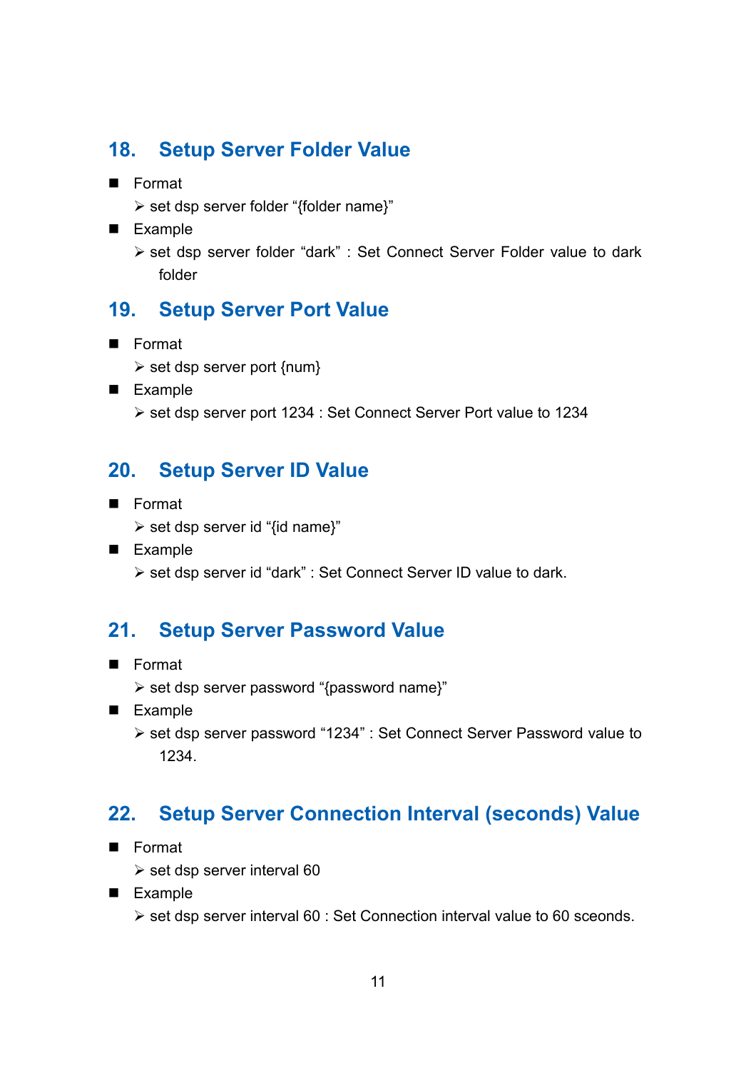## 18. Setup Server Folder Value

- Format
  - ➢ set dsp server folder “{folder name}”
- Example
  - ➢ set dsp server folder “dark” : Set Connect Server Folder value to dark folder

## 19. Setup Server Port Value

- Format
  - ➢ set dsp server port {num}
- Example
  - ➢ set dsp server port 1234 : Set Connect Server Port value to 1234

## 20. Setup Server ID Value

- Format
  - ➢ set dsp server id “{id name}”
- Example
  - ➢ set dsp server id “dark” : Set Connect Server ID value to dark.

## 21. Setup Server Password Value

- Format
  - ➢ set dsp server password “{password name}”
- Example
  - ➢ set dsp server password “1234” : Set Connect Server Password value to 1234.

## 22. Setup Server Connection Interval (seconds) Value

- Format
  - ➢ set dsp server interval 60
- Example
  - ➢ set dsp server interval 60 : Set Connection interval value to 60 sceonds.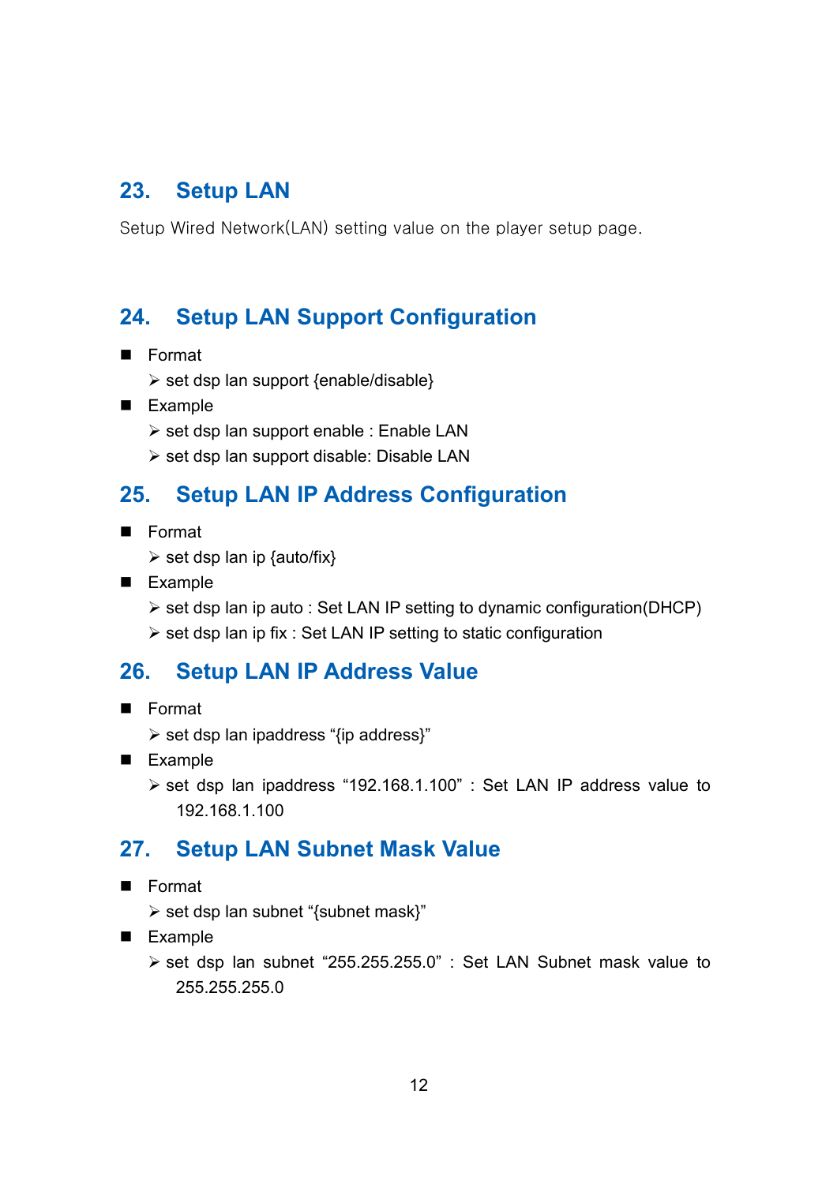## 23. Setup LAN

Setup Wired Network(LAN) setting value on the player setup page.

## 24. Setup LAN Support Configuration

- Format
  - set dsp lan support {enable/disable}
- Example
  - set dsp lan support enable : Enable LAN
  - set dsp lan support disable: Disable LAN

## 25. Setup LAN IP Address Configuration

- Format
  - set dsp lan ip {auto/fix}
- Example
  - set dsp lan ip auto : Set LAN IP setting to dynamic configuration(DHCP)
  - set dsp lan ip fix : Set LAN IP setting to static configuration

## 26. Setup LAN IP Address Value

- Format
  - set dsp lan ipaddress "{ip address}"
- Example
  - set dsp lan ipaddress "192.168.1.100" : Set LAN IP address value to 192.168.1.100

## 27. Setup LAN Subnet Mask Value

- Format
  - set dsp lan subnet "{subnet mask}"
- Example
  - set dsp lan subnet "255.255.255.0" : Set LAN Subnet mask value to 255.255.255.0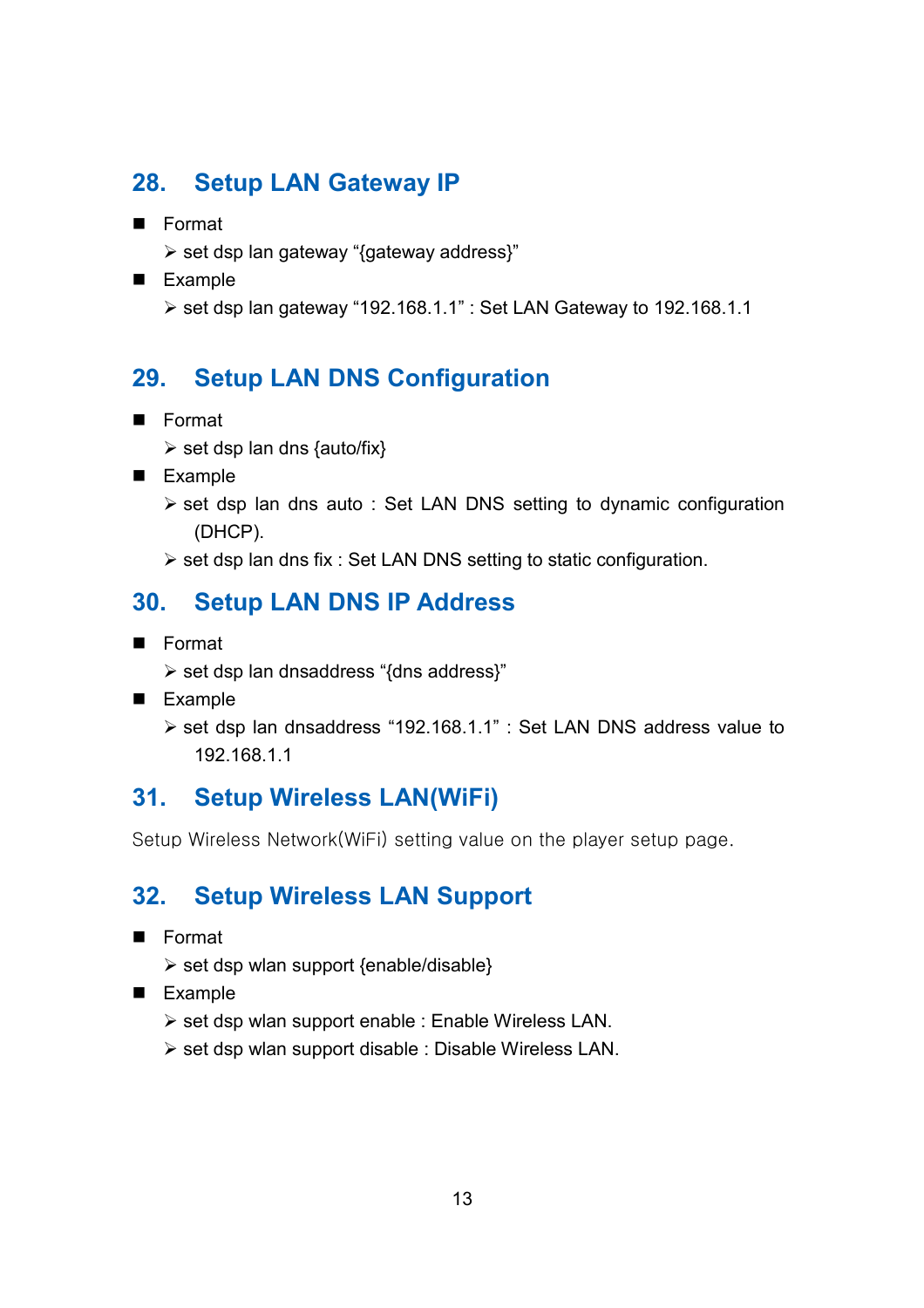## 28. Setup LAN Gateway IP

- Format
  - set dsp lan gateway "{gateway address}"
- Example
  - set dsp lan gateway "192.168.1.1" : Set LAN Gateway to 192.168.1.1

## 29. Setup LAN DNS Configuration

- Format
  - set dsp lan dns {auto/fix}
- Example
  - set dsp lan dns auto : Set LAN DNS setting to dynamic configuration (DHCP).
  - set dsp lan dns fix : Set LAN DNS setting to static configuration.

## 30. Setup LAN DNS IP Address

- Format
  - set dsp lan dnsaddress "{dns address}"
- Example
  - set dsp lan dnsaddress "192.168.1.1" : Set LAN DNS address value to 192.168.1.1

## 31. Setup Wireless LAN(WiFi)

Setup Wireless Network(WiFi) setting value on the player setup page.

## 32. Setup Wireless LAN Support

- Format
  - set dsp wlan support {enable/disable}
- Example
  - set dsp wlan support enable : Enable Wireless LAN.
  - set dsp wlan support disable : Disable Wireless LAN.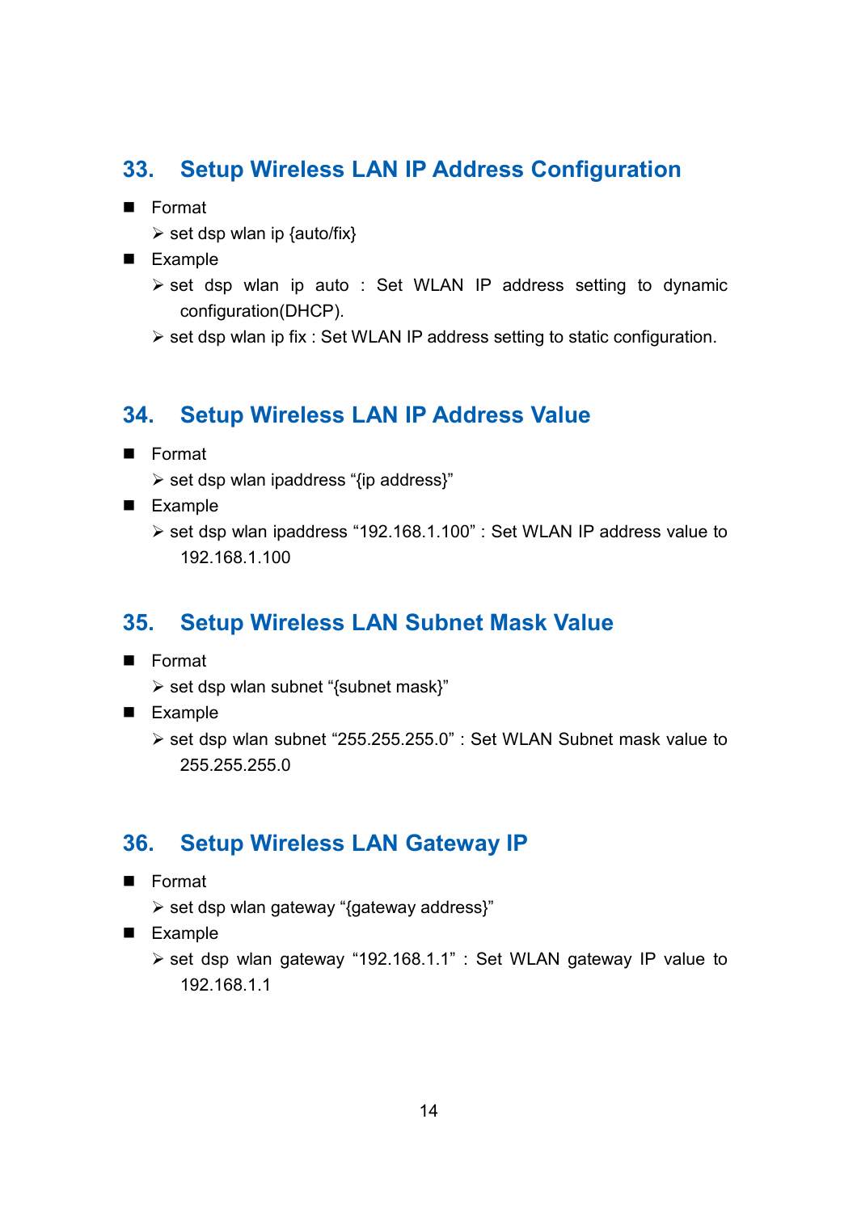## 33. Setup Wireless LAN IP Address Configuration

- Format
  - set dsp wlan ip {auto/fix}
- Example
  - set dsp wlan ip auto : Set WLAN IP address setting to dynamic configuration(DHCP).
  - set dsp wlan ip fix : Set WLAN IP address setting to static configuration.

## 34. Setup Wireless LAN IP Address Value

- Format
  - set dsp wlan ipaddress "{ip address}"
- Example
  - set dsp wlan ipaddress "192.168.1.100" : Set WLAN IP address value to 192.168.1.100

## 35. Setup Wireless LAN Subnet Mask Value

- Format
  - set dsp wlan subnet "{subnet mask}"
- Example
  - set dsp wlan subnet "255.255.255.0" : Set WLAN Subnet mask value to 255.255.255.0

## 36. Setup Wireless LAN Gateway IP

- Format
  - set dsp wlan gateway "{gateway address}"
- Example
  - set dsp wlan gateway "192.168.1.1" : Set WLAN gateway IP value to 192.168.1.1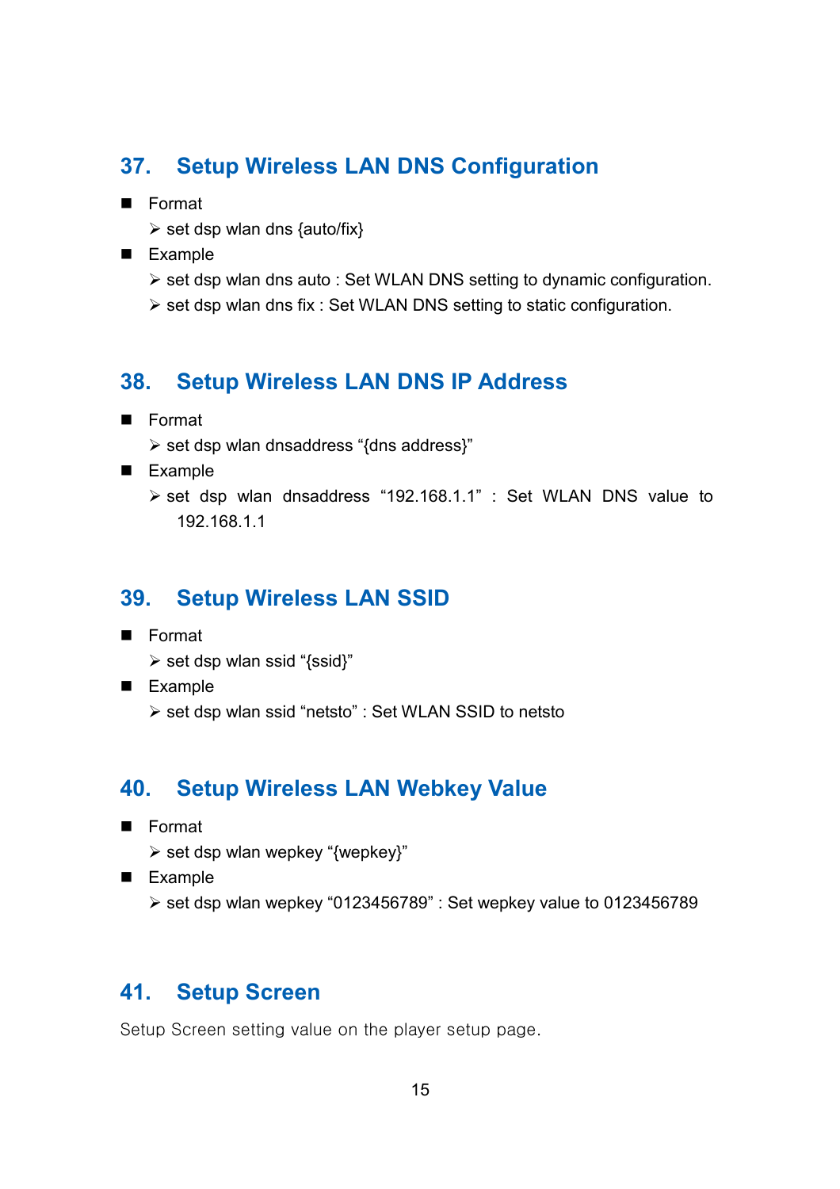## 37. Setup Wireless LAN DNS Configuration

- Format
  - set dsp wlan dns {auto/fix}
- Example
  - set dsp wlan dns auto : Set WLAN DNS setting to dynamic configuration.
  - set dsp wlan dns fix : Set WLAN DNS setting to static configuration.

## 38. Setup Wireless LAN DNS IP Address

- Format
  - set dsp wlan dnsaddress "{dns address}"
- Example
  - set dsp wlan dnsaddress "192.168.1.1" : Set WLAN DNS value to 192.168.1.1

## 39. Setup Wireless LAN SSID

- Format
  - set dsp wlan ssid "{ssid}"
- Example
  - set dsp wlan ssid "netsto" : Set WLAN SSID to netsto

## 40. Setup Wireless LAN Webkey Value

- Format
  - set dsp wlan wepkey "{wepkey}"
- Example
  - set dsp wlan wepkey "0123456789" : Set wepkey value to 0123456789

## 41. Setup Screen

Setup Screen setting value on the player setup page.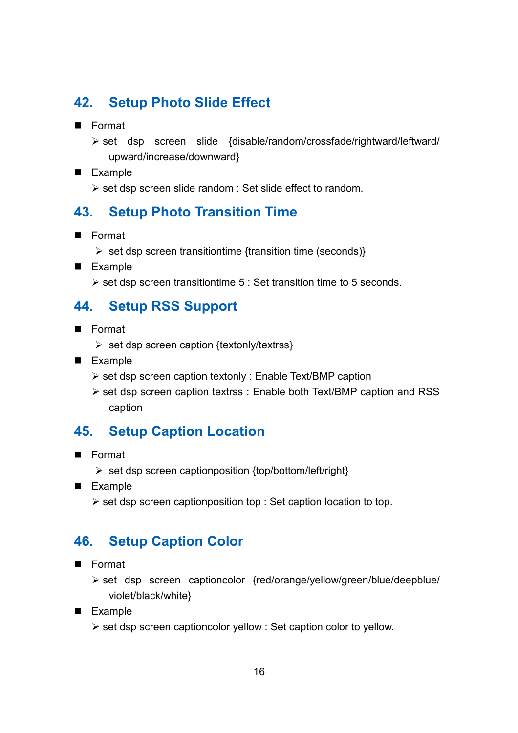## 42. Setup Photo Slide Effect

- Format
  - ➢ set dsp screen slide {disable/random/crossfade/rightward/leftward/upward/increase/downward}
- Example
  - ➢ set dsp screen slide random : Set slide effect to random.

## 43. Setup Photo Transition Time

- Format
  - ➢ set dsp screen transitiontime {transition time (seconds)}
- Example
  - ➢ set dsp screen transitiontime 5 : Set transition time to 5 seconds.

## 44. Setup RSS Support

- Format
  - ➢ set dsp screen caption {textonly/textrss}
- Example
  - ➢ set dsp screen caption textonly : Enable Text/BMP caption
  - ➢ set dsp screen caption textrss : Enable both Text/BMP caption and RSS caption

## 45. Setup Caption Location

- Format
  - ➢ set dsp screen captionposition {top/bottom/left/right}
- Example
  - ➢ set dsp screen captionposition top : Set caption location to top.

## 46. Setup Caption Color

- Format
  - ➢ set dsp screen captioncolor {red/orange/yellow/green/blue/deepblue/violet/black/white}
- Example
  - ➢ set dsp screen captioncolor yellow : Set caption color to yellow.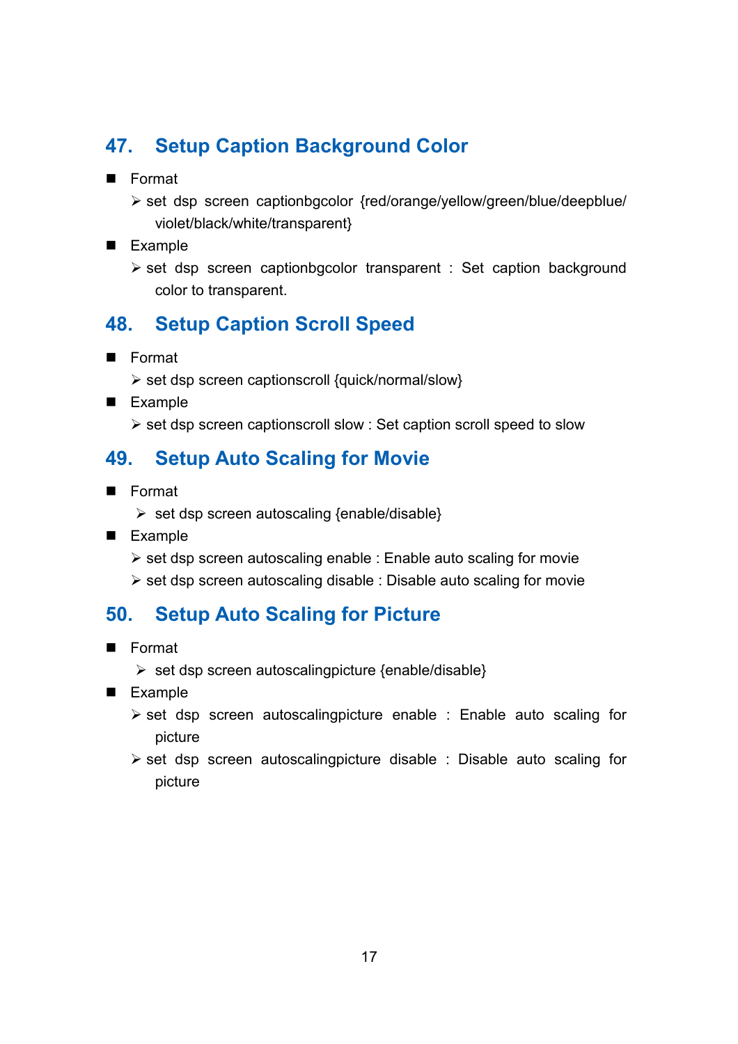## 47. Setup Caption Background Color

- Format
  - ➢ set dsp screen captionbgcolor {red/orange/yellow/green/blue/deepblue/violet/black/white/transparent}
- Example
  - ➢ set dsp screen captionbgcolor transparent : Set caption background color to transparent.

## 48. Setup Caption Scroll Speed

- Format
  - ➢ set dsp screen captionscroll {quick/normal/slow}
- Example
  - ➢ set dsp screen captionscroll slow : Set caption scroll speed to slow

## 49. Setup Auto Scaling for Movie

- Format
  - ➢ set dsp screen autoscaling {enable/disable}
- Example
  - ➢ set dsp screen autoscaling enable : Enable auto scaling for movie
  - ➢ set dsp screen autoscaling disable : Disable auto scaling for movie

## 50. Setup Auto Scaling for Picture

- Format
  - ➢ set dsp screen autoscalingpicture {enable/disable}
- Example
  - ➢ set dsp screen autoscalingpicture enable : Enable auto scaling for picture
  - ➢ set dsp screen autoscalingpicture disable : Disable auto scaling for picture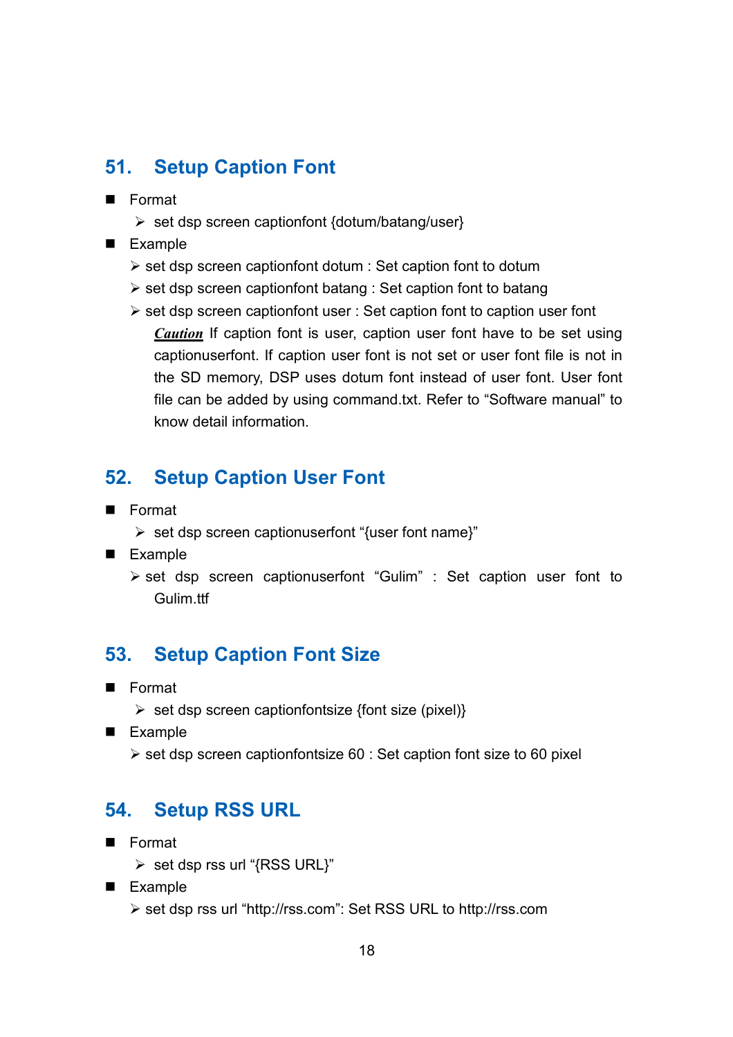## 51. Setup Caption Font

- Format
  - set dsp screen captionfont {dotum/batang/user}
- Example
  - set dsp screen captionfont dotum : Set caption font to dotum
  - set dsp screen captionfont batang : Set caption font to batang
  - set dsp screen captionfont user : Set caption font to caption user font

    ***Caution*** If caption font is user, caption user font have to be set using captionuserfont. If caption user font is not set or user font file is not in the SD memory, DSP uses dotum font instead of user font. User font file can be added by using command.txt. Refer to “Software manual” to know detail information.

## 52. Setup Caption User Font

- Format
  - set dsp screen captionuserfont “{user font name}”
- Example
  - set dsp screen captionuserfont “Gulim” : Set caption user font to Gulim.ttf

## 53. Setup Caption Font Size

- Format
  - set dsp screen captionfontsize {font size (pixel)}
- Example
  - set dsp screen captionfontsize 60 : Set caption font size to 60 pixel

## 54. Setup RSS URL

- Format
  - set dsp rss url “{RSS URL}”
- Example
  - set dsp rss url “http://rss.com”: Set RSS URL to http://rss.com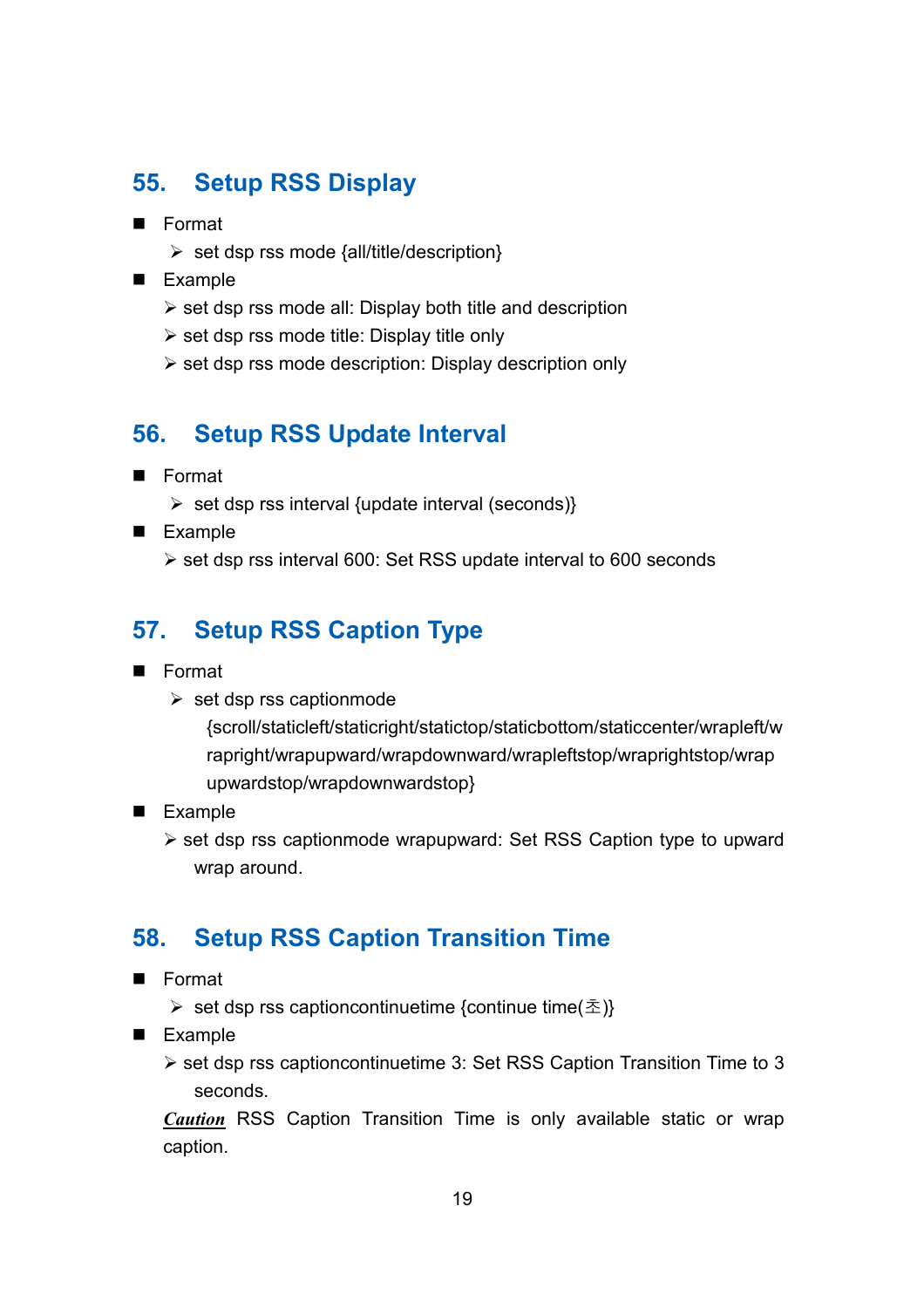## 55. Setup RSS Display

- Format
  - ➢ set dsp rss mode {all/title/description}
- Example
  - ➢ set dsp rss mode all: Display both title and description
  - ➢ set dsp rss mode title: Display title only
  - ➢ set dsp rss mode description: Display description only

## 56. Setup RSS Update Interval

- Format
  - ➢ set dsp rss interval {update interval (seconds)}
- Example
  - ➢ set dsp rss interval 600: Set RSS update interval to 600 seconds

## 57. Setup RSS Caption Type

- Format
  - ➢ set dsp rss captionmode {scroll/staticleft/staticright/statictop/staticbottom/staticcenter/wrapleft/wrapright/wrapupward/wrapdownward/wrapleftstop/wraprightstop/wrapupwardstop/wrapdownwardstop}
- Example
  - ➢ set dsp rss captionmode wrapupward: Set RSS Caption type to upward wrap around.

## 58. Setup RSS Caption Transition Time

- Format
  - ➢ set dsp rss captioncontinuetime {continue time(초)}
- Example
  - ➢ set dsp rss captioncontinuetime 3: Set RSS Caption Transition Time to 3 seconds.

  ***Caution*** RSS Caption Transition Time is only available static or wrap caption.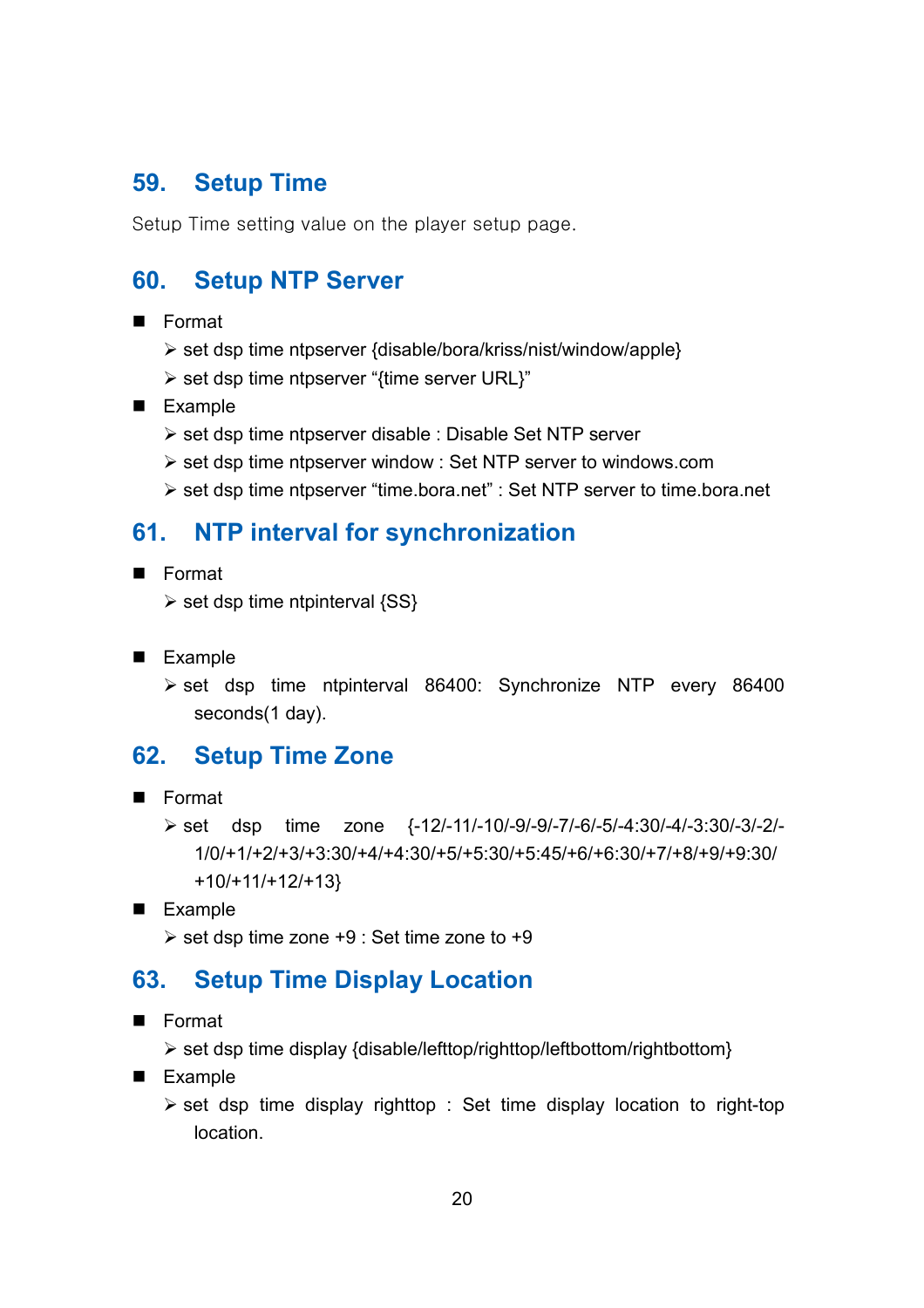## 59. Setup Time

Setup Time setting value on the player setup page.

## 60. Setup NTP Server

- Format
  - set dsp time ntpserver {disable/bora/kriss/nist/window/apple}
  - set dsp time ntpserver "{time server URL}"
- Example
  - set dsp time ntpserver disable : Disable Set NTP server
  - set dsp time ntpserver window : Set NTP server to windows.com
  - set dsp time ntpserver "time.bora.net" : Set NTP server to time.bora.net

## 61. NTP interval for synchronization

- Format
  - set dsp time ntpinterval {SS}

- Example
  - set dsp time ntpinterval 86400: Synchronize NTP every 86400 seconds(1 day).

## 62. Setup Time Zone

- Format
  - set dsp time zone {-12/-11/-10/-9/-9/-7/-6/-5/-4:30/-4/-3:30/-3/-2/-1/0/+1/+2/+3/+3:30/+4/+4:30/+5/+5:30/+5:45/+6/+6:30/+7/+8/+9/+9:30/+10/+11/+12/+13}
- Example
  - set dsp time zone +9 : Set time zone to +9

## 63. Setup Time Display Location

- Format
  - set dsp time display {disable/lefttop/righttop/leftbottom/rightbottom}
- Example
  - set dsp time display righttop : Set time display location to right-top location.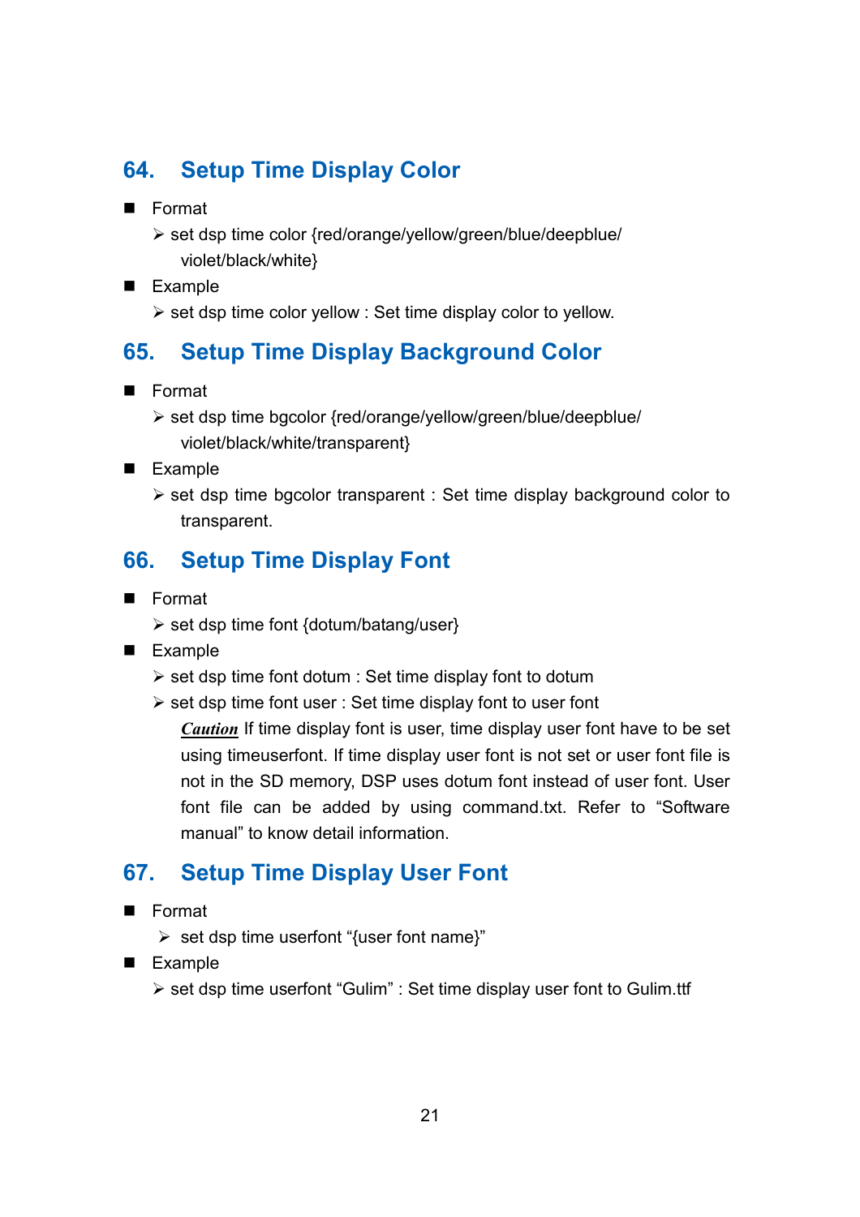## 64. Setup Time Display Color

- Format
  - ➢ set dsp time color {red/orange/yellow/green/blue/deepblue/violet/black/white}
- Example
  - ➢ set dsp time color yellow : Set time display color to yellow.

## 65. Setup Time Display Background Color

- Format
  - ➢ set dsp time bgcolor {red/orange/yellow/green/blue/deepblue/violet/black/white/transparent}
- Example
  - ➢ set dsp time bgcolor transparent : Set time display background color to transparent.

## 66. Setup Time Display Font

- Format
  - ➢ set dsp time font {dotum/batang/user}
- Example
  - ➢ set dsp time font dotum : Set time display font to dotum
  - ➢ set dsp time font user : Set time display font to user font

    ***Caution*** If time display font is user, time display user font have to be set using timeuserfont. If time display user font is not set or user font file is not in the SD memory, DSP uses dotum font instead of user font. User font file can be added by using command.txt. Refer to “Software manual” to know detail information.

## 67. Setup Time Display User Font

- Format
  - ➢ set dsp time userfont “{user font name}”
- Example
  - ➢ set dsp time userfont “Gulim” : Set time display user font to Gulim.ttf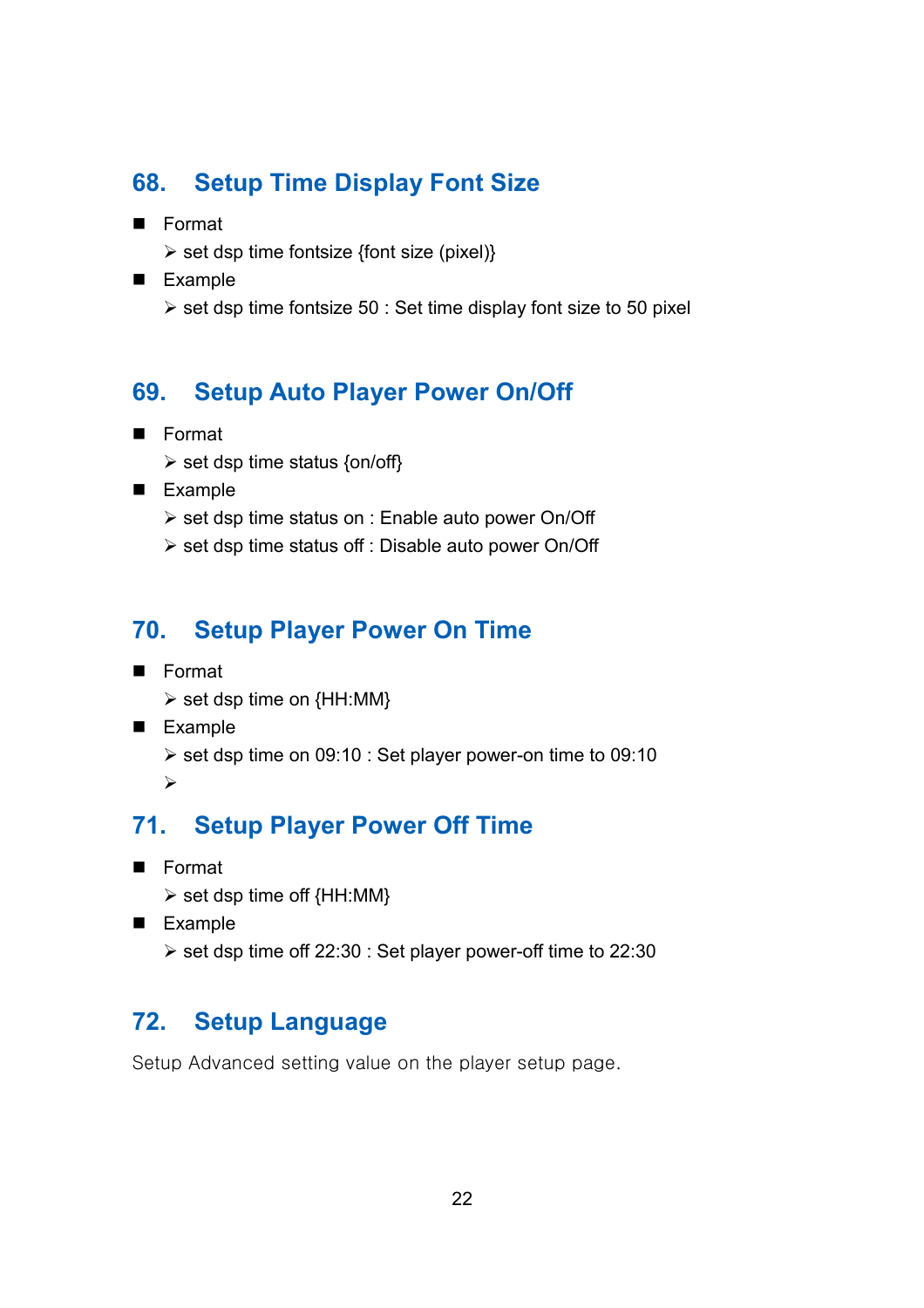## 68. Setup Time Display Font Size

- Format
  - set dsp time fontsize {font size (pixel)}
- Example
  - set dsp time fontsize 50 : Set time display font size to 50 pixel

## 69. Setup Auto Player Power On/Off

- Format
  - set dsp time status {on/off}
- Example
  - set dsp time status on : Enable auto power On/Off
  - set dsp time status off : Disable auto power On/Off

## 70. Setup Player Power On Time

- Format
  - set dsp time on {HH:MM}
- Example
  - set dsp time on 09:10 : Set player power-on time to 09:10

## 71. Setup Player Power Off Time

- Format
  - set dsp time off {HH:MM}
- Example
  - set dsp time off 22:30 : Set player power-off time to 22:30

## 72. Setup Language

Setup Advanced setting value on the player setup page.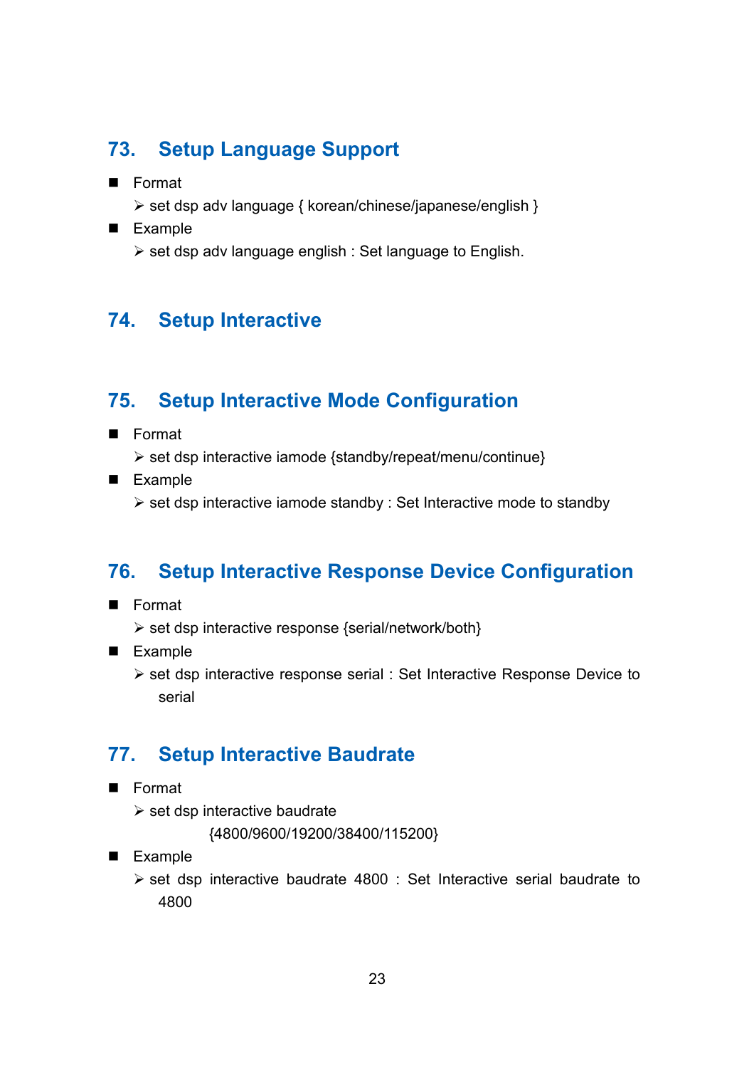## 73. Setup Language Support

- Format
  - set dsp adv language { korean/chinese/japanese/english }
- Example
  - set dsp adv language english : Set language to English.

## 74. Setup Interactive

## 75. Setup Interactive Mode Configuration

- Format
  - set dsp interactive iamode {standby/repeat/menu/continue}
- Example
  - set dsp interactive iamode standby : Set Interactive mode to standby

## 76. Setup Interactive Response Device Configuration

- Format
  - set dsp interactive response {serial/network/both}
- Example
  - set dsp interactive response serial : Set Interactive Response Device to serial

## 77. Setup Interactive Baudrate

- Format
  - set dsp interactive baudrate {4800/9600/19200/38400/115200}
- Example
  - set dsp interactive baudrate 4800 : Set Interactive serial baudrate to 4800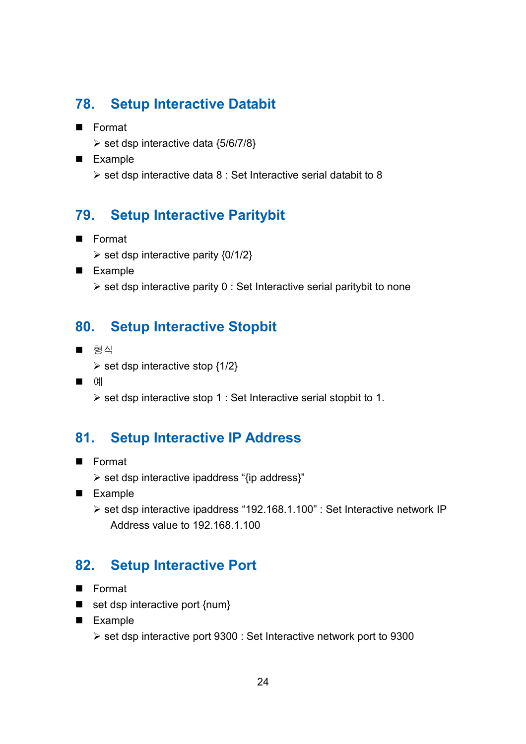## 78. Setup Interactive Databit

- Format
  - set dsp interactive data {5/6/7/8}
- Example
  - set dsp interactive data 8 : Set Interactive serial databit to 8

## 79. Setup Interactive Paritybit

- Format
  - set dsp interactive parity {0/1/2}
- Example
  - set dsp interactive parity 0 : Set Interactive serial paritybit to none

## 80. Setup Interactive Stopbit

- 형식
  - set dsp interactive stop {1/2}
- 예
  - set dsp interactive stop 1 : Set Interactive serial stopbit to 1.

## 81. Setup Interactive IP Address

- Format
  - set dsp interactive ipaddress "{ip address}"
- Example
  - set dsp interactive ipaddress "192.168.1.100" : Set Interactive network IP Address value to 192.168.1.100

## 82. Setup Interactive Port

- Format
- set dsp interactive port {num}
- Example
  - set dsp interactive port 9300 : Set Interactive network port to 9300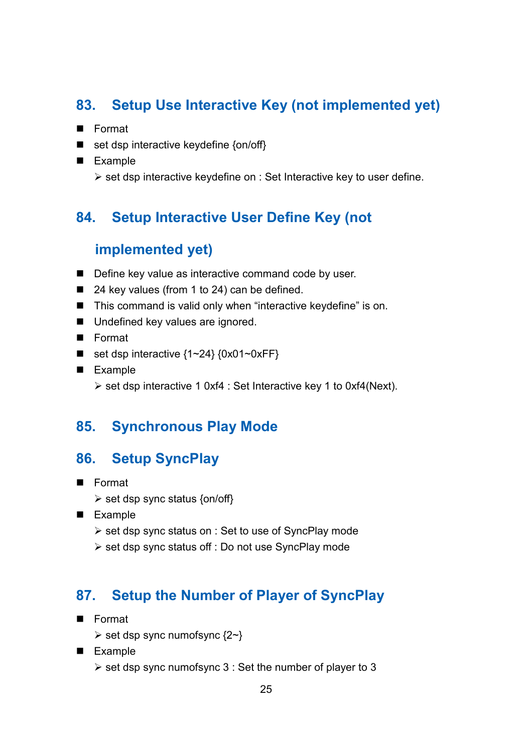## 83. Setup Use Interactive Key (not implemented yet)

- Format
- set dsp interactive keydefine {on/off}
- Example
  - set dsp interactive keydefine on : Set Interactive key to user define.

## 84. Setup Interactive User Define Key (not implemented yet)

- Define key value as interactive command code by user.
- 24 key values (from 1 to 24) can be defined.
- This command is valid only when "interactive keydefine" is on.
- Undefined key values are ignored.
- Format
- set dsp interactive {1~24} {0x01~0xFF}
- Example
  - set dsp interactive 1 0xf4 : Set Interactive key 1 to 0xf4(Next).

## 85. Synchronous Play Mode

## 86. Setup SyncPlay

- Format
  - set dsp sync status {on/off}
- Example
  - set dsp sync status on : Set to use of SyncPlay mode
  - set dsp sync status off : Do not use SyncPlay mode

## 87. Setup the Number of Player of SyncPlay

- Format
  - set dsp sync numofsync {2~}
- Example
  - set dsp sync numofsync 3 : Set the number of player to 3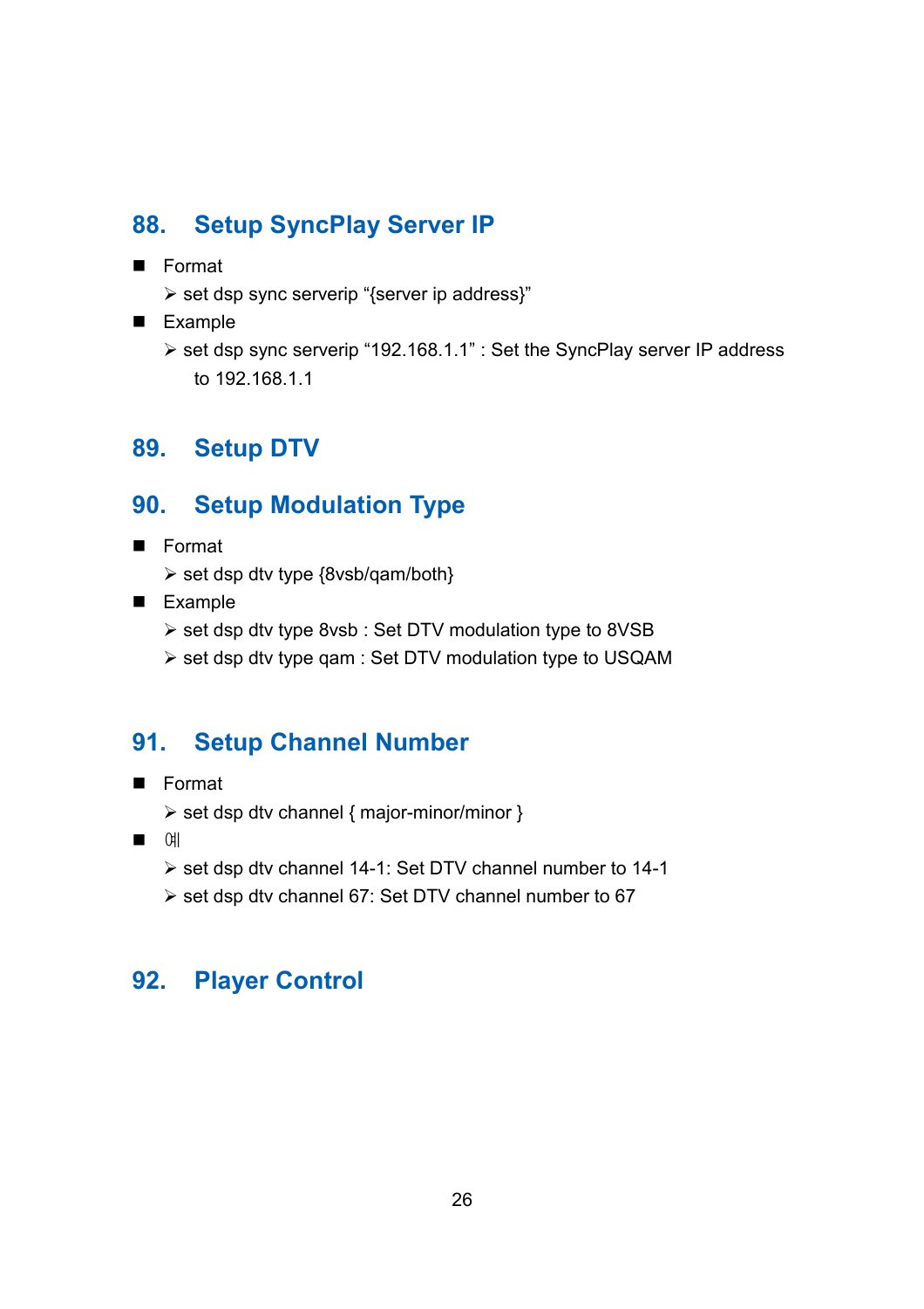## 88. Setup SyncPlay Server IP

- Format
  - set dsp sync serverip "{server ip address}"
- Example
  - set dsp sync serverip "192.168.1.1" : Set the SyncPlay server IP address to 192.168.1.1

## 89. Setup DTV

## 90. Setup Modulation Type

- Format
  - set dsp dtv type {8vsb/qam/both}
- Example
  - set dsp dtv type 8vsb : Set DTV modulation type to 8VSB
  - set dsp dtv type qam : Set DTV modulation type to USQAM

## 91. Setup Channel Number

- Format
  - set dsp dtv channel { major-minor/minor }
- 예
  - set dsp dtv channel 14-1: Set DTV channel number to 14-1
  - set dsp dtv channel 67: Set DTV channel number to 67

## 92. Player Control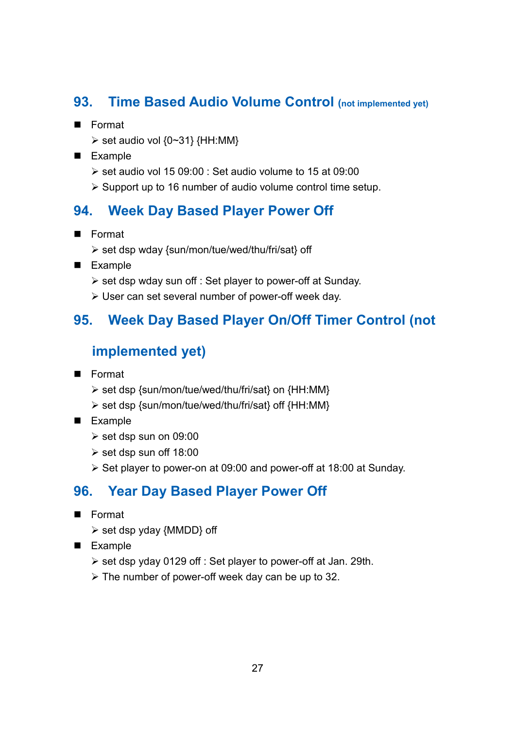## 93. Time Based Audio Volume Control (not implemented yet)

- Format
  - set audio vol {0~31} {HH:MM}
- Example
  - set audio vol 15 09:00 : Set audio volume to 15 at 09:00
  - Support up to 16 number of audio volume control time setup.

## 94. Week Day Based Player Power Off

- Format
  - set dsp wday {sun/mon/tue/wed/thu/fri/sat} off
- Example
  - set dsp wday sun off : Set player to power-off at Sunday.
  - User can set several number of power-off week day.

## 95. Week Day Based Player On/Off Timer Control (not implemented yet)

- Format
  - set dsp {sun/mon/tue/wed/thu/fri/sat} on {HH:MM}
  - set dsp {sun/mon/tue/wed/thu/fri/sat} off {HH:MM}
- Example
  - set dsp sun on 09:00
  - set dsp sun off 18:00
  - Set player to power-on at 09:00 and power-off at 18:00 at Sunday.

## 96. Year Day Based Player Power Off

- Format
  - set dsp yday {MMDD} off
- Example
  - set dsp yday 0129 off : Set player to power-off at Jan. 29th.
  - The number of power-off week day can be up to 32.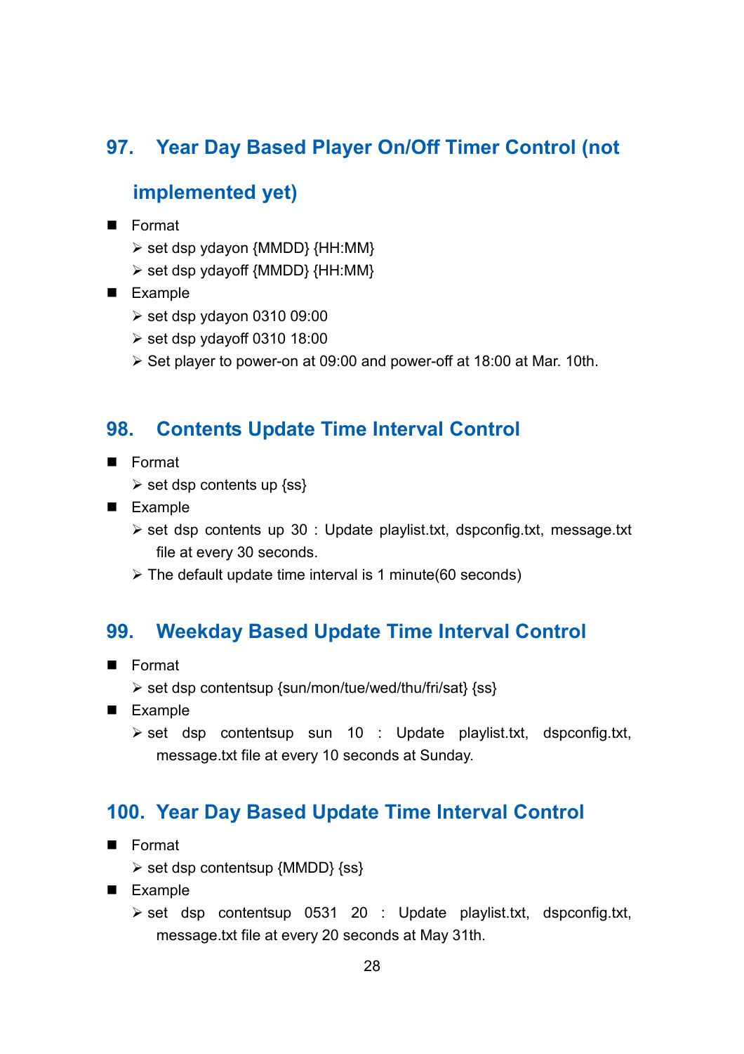## 97. Year Day Based Player On/Off Timer Control (not implemented yet)

- Format
  - set dsp ydayon {MMDD} {HH:MM}
  - set dsp ydayoff {MMDD} {HH:MM}
- Example
  - set dsp ydayon 0310 09:00
  - set dsp ydayoff 0310 18:00
  - Set player to power-on at 09:00 and power-off at 18:00 at Mar. 10th.

## 98. Contents Update Time Interval Control

- Format
  - set dsp contents up {ss}
- Example
  - set dsp contents up 30 : Update playlist.txt, dspconfig.txt, message.txt file at every 30 seconds.
  - The default update time interval is 1 minute(60 seconds)

## 99. Weekday Based Update Time Interval Control

- Format
  - set dsp contentsup {sun/mon/tue/wed/thu/fri/sat} {ss}
- Example
  - set dsp contentsup sun 10 : Update playlist.txt, dspconfig.txt, message.txt file at every 10 seconds at Sunday.

## 100. Year Day Based Update Time Interval Control

- Format
  - set dsp contentsup {MMDD} {ss}
- Example
  - set dsp contentsup 0531 20 : Update playlist.txt, dspconfig.txt, message.txt file at every 20 seconds at May 31th.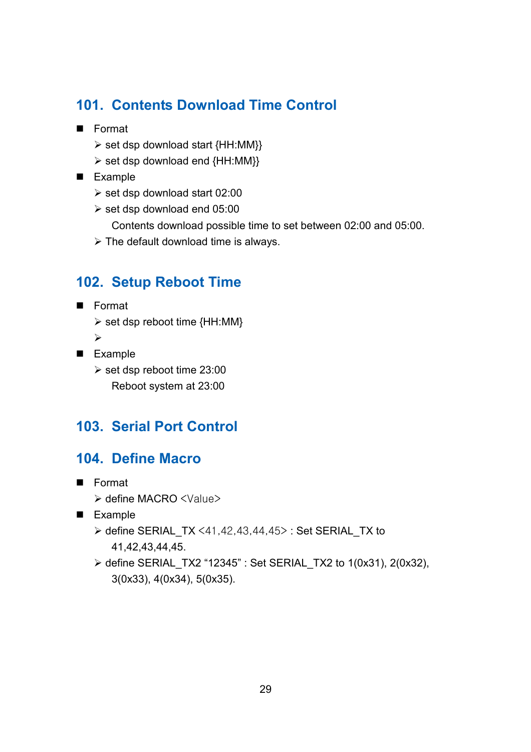## 101. Contents Download Time Control

- Format
  - set dsp download start {HH:MM}}
  - set dsp download end {HH:MM}}
- Example
  - set dsp download start 02:00
  - set dsp download end 05:00

    Contents download possible time to set between 02:00 and 05:00.
  - The default download time is always.

## 102. Setup Reboot Time

- Format
  - set dsp reboot time {HH:MM}
  - 
- Example
  - set dsp reboot time 23:00

    Reboot system at 23:00

## 103. Serial Port Control

## 104. Define Macro

- Format
  - define MACRO <Value>
- Example
  - define SERIAL_TX <41,42,43,44,45> : Set SERIAL_TX to 41,42,43,44,45.
  - define SERIAL_TX2 “12345” : Set SERIAL_TX2 to 1(0x31), 2(0x32), 3(0x33), 4(0x34), 5(0x35).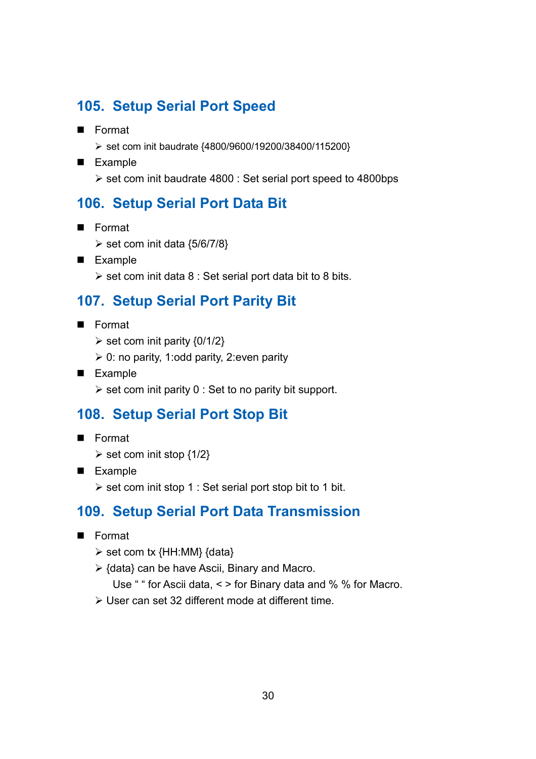## 105. Setup Serial Port Speed

- Format
  - set com init baudrate {4800/9600/19200/38400/115200}
- Example
  - set com init baudrate 4800 : Set serial port speed to 4800bps

## 106. Setup Serial Port Data Bit

- Format
  - set com init data {5/6/7/8}
- Example
  - set com init data 8 : Set serial port data bit to 8 bits.

## 107. Setup Serial Port Parity Bit

- Format
  - set com init parity {0/1/2}
  - 0: no parity, 1:odd parity, 2:even parity
- Example
  - set com init parity 0 : Set to no parity bit support.

## 108. Setup Serial Port Stop Bit

- Format
  - set com init stop {1/2}
- Example
  - set com init stop 1 : Set serial port stop bit to 1 bit.

## 109. Setup Serial Port Data Transmission

- Format
  - set com tx {HH:MM} {data}
  - {data} can be have Ascii, Binary and Macro.

    Use " " for Ascii data, < > for Binary data and % % for Macro.
  - User can set 32 different mode at different time.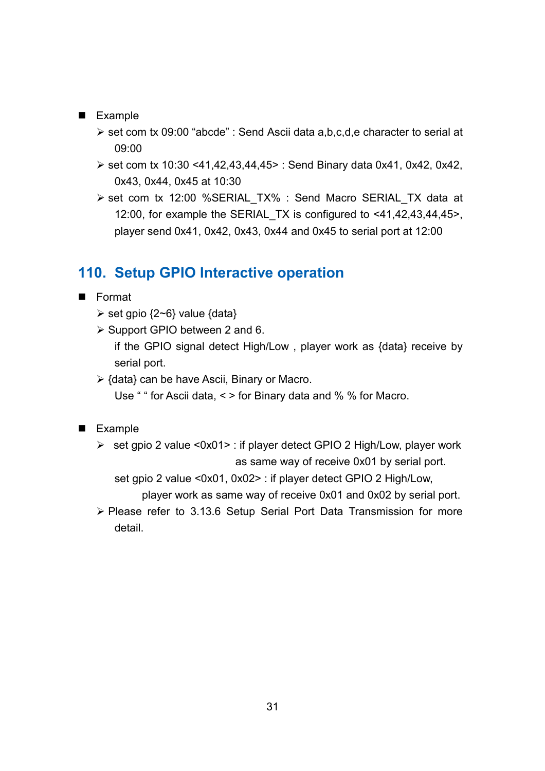- Example
  - set com tx 09:00 “abcde” : Send Ascii data a,b,c,d,e character to serial at 09:00
  - set com tx 10:30 <41,42,43,44,45> : Send Binary data 0x41, 0x42, 0x42, 0x43, 0x44, 0x45 at 10:30
  - set com tx 12:00 %SERIAL_TX% : Send Macro SERIAL_TX data at 12:00, for example the SERIAL_TX is configured to <41,42,43,44,45>, player send 0x41, 0x42, 0x43, 0x44 and 0x45 to serial port at 12:00

## 110. Setup GPIO Interactive operation

- Format
  - set gpio {2~6} value {data}
  - Support GPIO between 2 and 6.

    if the GPIO signal detect High/Low , player work as {data} receive by serial port.
  - {data} can be have Ascii, Binary or Macro.

    Use “ “ for Ascii data, < > for Binary data and % % for Macro.

- Example
  - set gpio 2 value <0x01> : if player detect GPIO 2 High/Low, player work as same way of receive 0x01 by serial port.

    set gpio 2 value <0x01, 0x02> : if player detect GPIO 2 High/Low, player work as same way of receive 0x01 and 0x02 by serial port.
  - Please refer to 3.13.6 Setup Serial Port Data Transmission for more detail.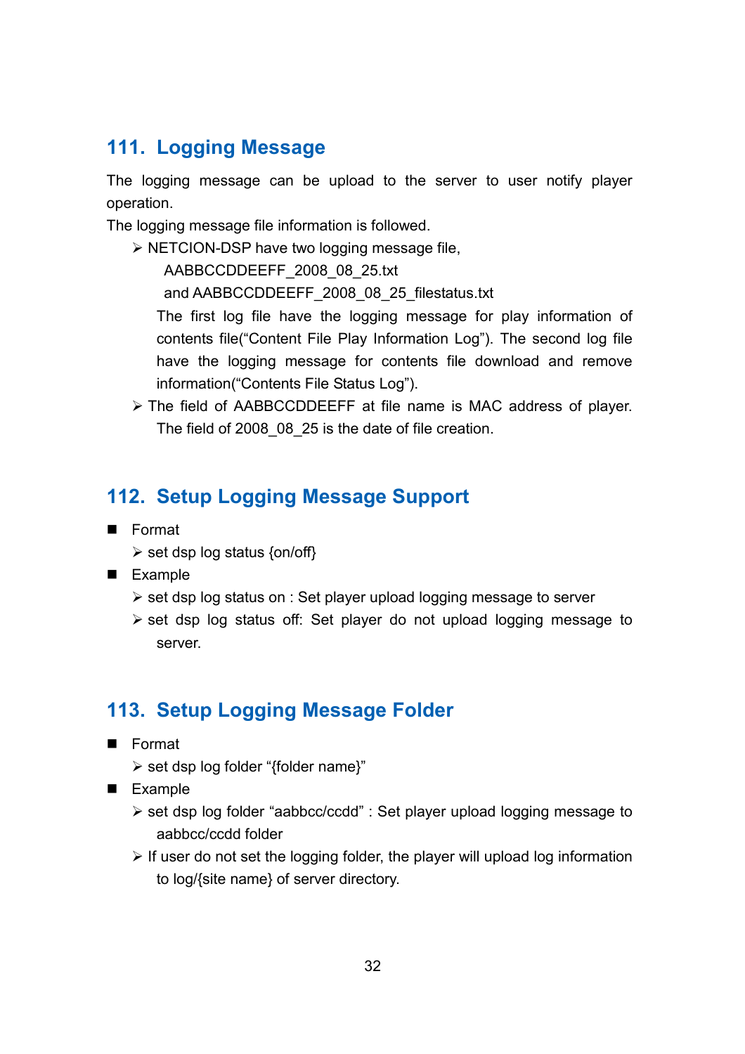## 111. Logging Message

The logging message can be upload to the server to user notify player operation.

The logging message file information is followed.

- NETCION-DSP have two logging message file,
  AABBCCDDEEFF_2008_08_25.txt
  and AABBCCDDEEFF_2008_08_25_filestatus.txt
  The first log file have the logging message for play information of contents file("Content File Play Information Log"). The second log file have the logging message for contents file download and remove information("Contents File Status Log").
- The field of AABBCCDDEEFF at file name is MAC address of player. The field of 2008_08_25 is the date of file creation.

## 112. Setup Logging Message Support

- Format
  - set dsp log status {on/off}
- Example
  - set dsp log status on : Set player upload logging message to server
  - set dsp log status off: Set player do not upload logging message to server.

## 113. Setup Logging Message Folder

- Format
  - set dsp log folder "{folder name}"
- Example
  - set dsp log folder "aabbcc/ccdd" : Set player upload logging message to aabbcc/ccdd folder
  - If user do not set the logging folder, the player will upload log information to log/{site name} of server directory.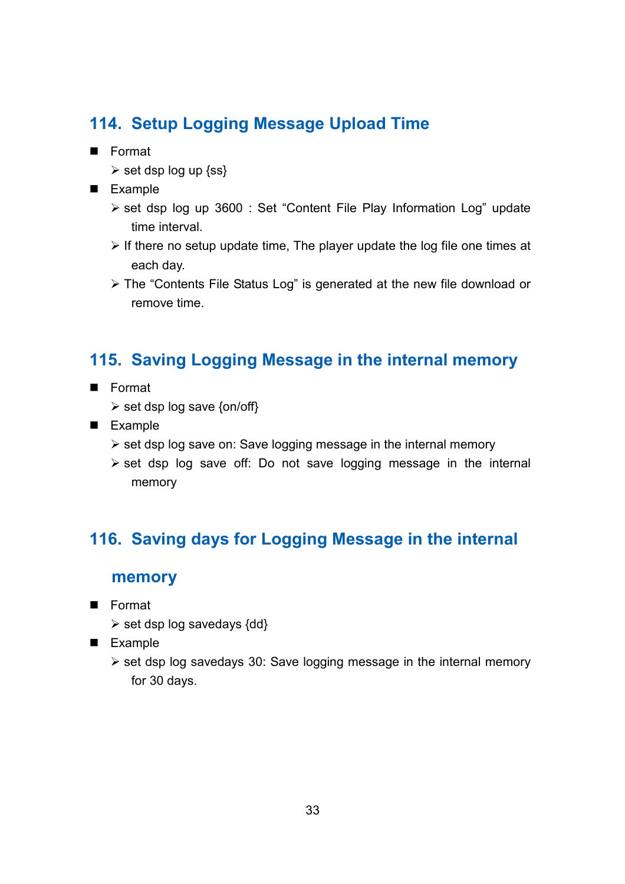## 114. Setup Logging Message Upload Time

- Format
  - set dsp log up {ss}
- Example
  - set dsp log up 3600 : Set “Content File Play Information Log” update time interval.
  - If there no setup update time, The player update the log file one times at each day.
  - The “Contents File Status Log” is generated at the new file download or remove time.

## 115. Saving Logging Message in the internal memory

- Format
  - set dsp log save {on/off}
- Example
  - set dsp log save on: Save logging message in the internal memory
  - set dsp log save off: Do not save logging message in the internal memory

## 116. Saving days for Logging Message in the internal memory

- Format
  - set dsp log savedays {dd}
- Example
  - set dsp log savedays 30: Save logging message in the internal memory for 30 days.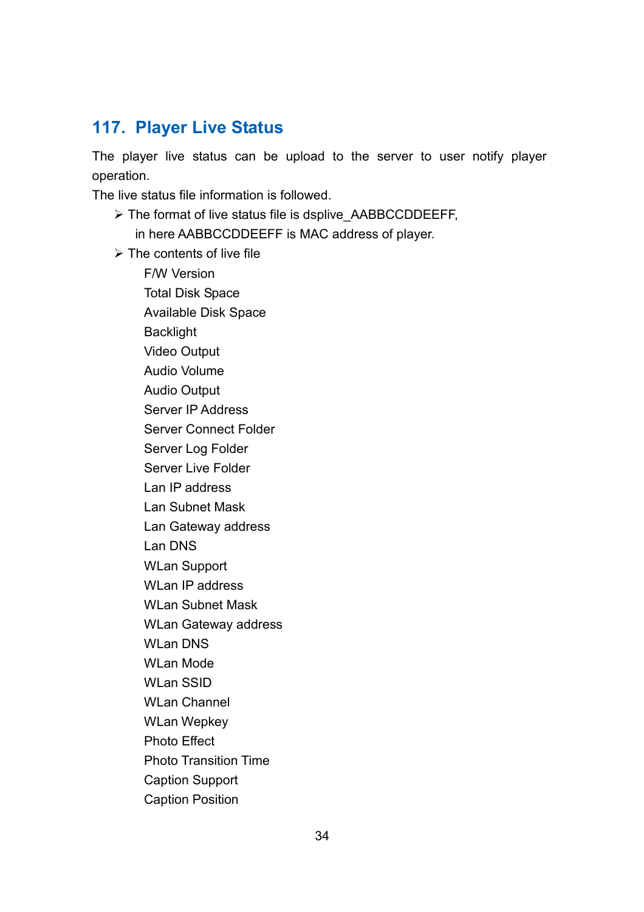## 117. Player Live Status

The player live status can be upload to the server to user notify player operation.

The live status file information is followed.

- The format of live status file is dsplive_AABBCCDDEEFF,
  in here AABBCCDDEEFF is MAC address of player.
- The contents of live file

  F/W Version
  Total Disk Space
  Available Disk Space
  Backlight
  Video Output
  Audio Volume
  Audio Output
  Server IP Address
  Server Connect Folder
  Server Log Folder
  Server Live Folder
  Lan IP address
  Lan Subnet Mask
  Lan Gateway address
  Lan DNS
  WLan Support
  WLan IP address
  WLan Subnet Mask
  WLan Gateway address
  WLan DNS
  WLan Mode
  WLan SSID
  WLan Channel
  WLan Wepkey
  Photo Effect
  Photo Transition Time
  Caption Support
  Caption Position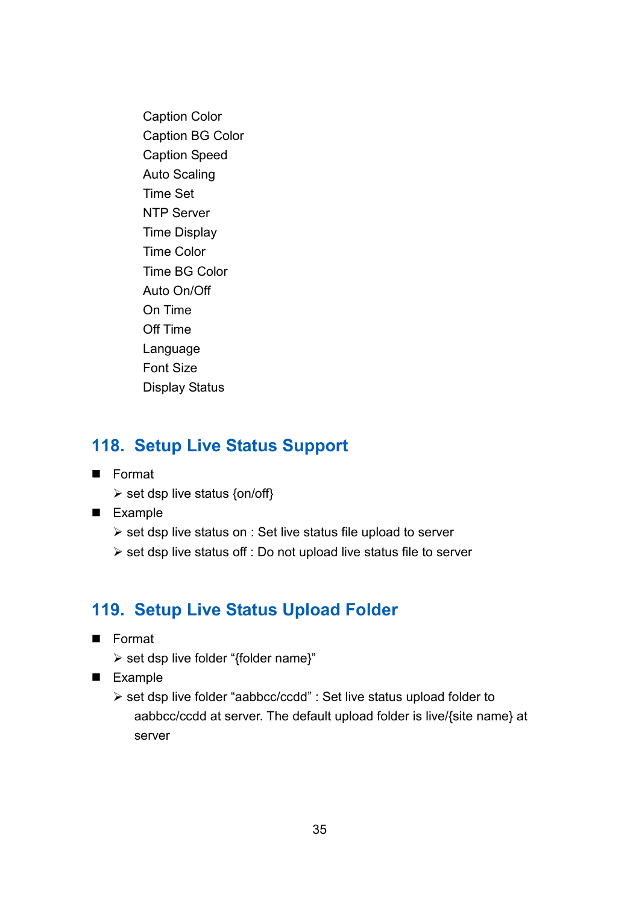Caption Color
Caption BG Color
Caption Speed
Auto Scaling
Time Set
NTP Server
Time Display
Time Color
Time BG Color
Auto On/Off
On Time
Off Time
Language
Font Size
Display Status

## 118. Setup Live Status Support

- Format
  - set dsp live status {on/off}
- Example
  - set dsp live status on : Set live status file upload to server
  - set dsp live status off : Do not upload live status file to server

## 119. Setup Live Status Upload Folder

- Format
  - set dsp live folder "{folder name}"
- Example
  - set dsp live folder "aabbcc/ccdd" : Set live status upload folder to aabbcc/ccdd at server. The default upload folder is live/{site name} at server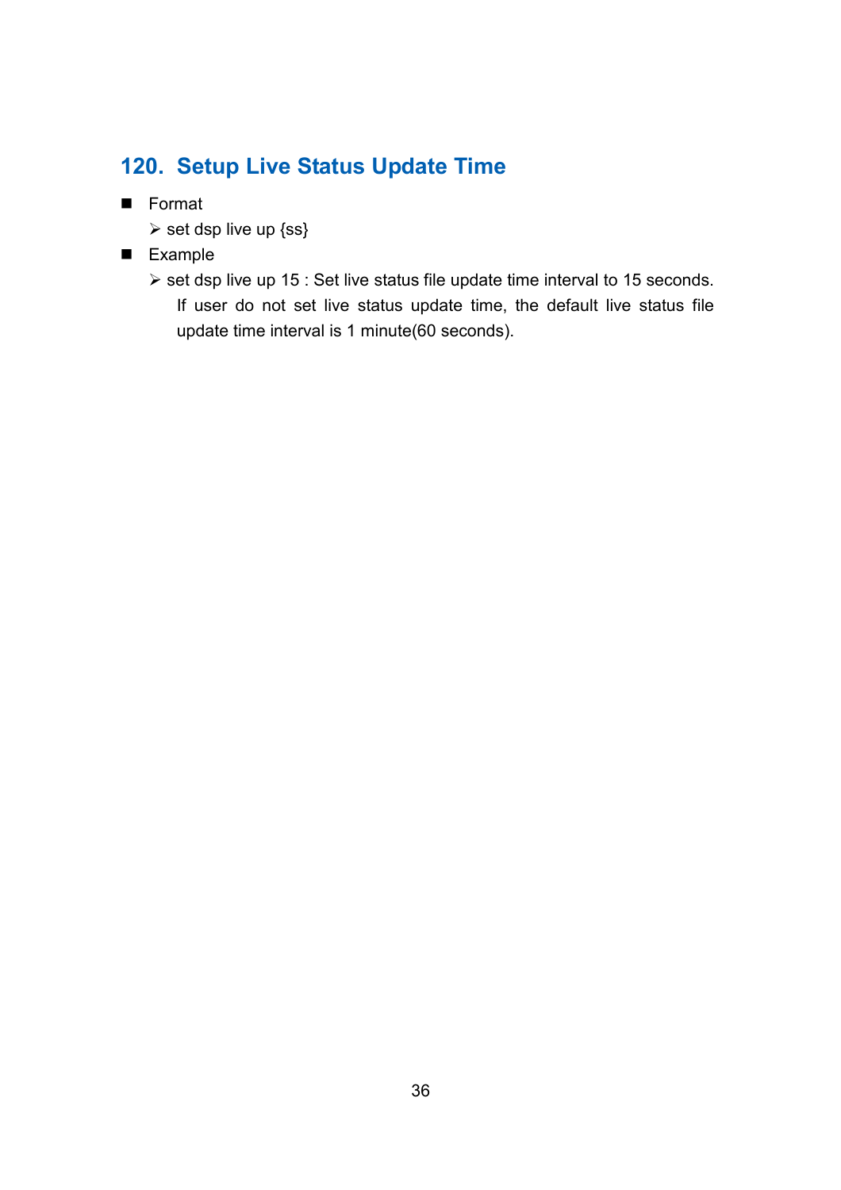## 120. Setup Live Status Update Time

- Format
  - set dsp live up {ss}
- Example
  - set dsp live up 15 : Set live status file update time interval to 15 seconds. If user do not set live status update time, the default live status file update time interval is 1 minute(60 seconds).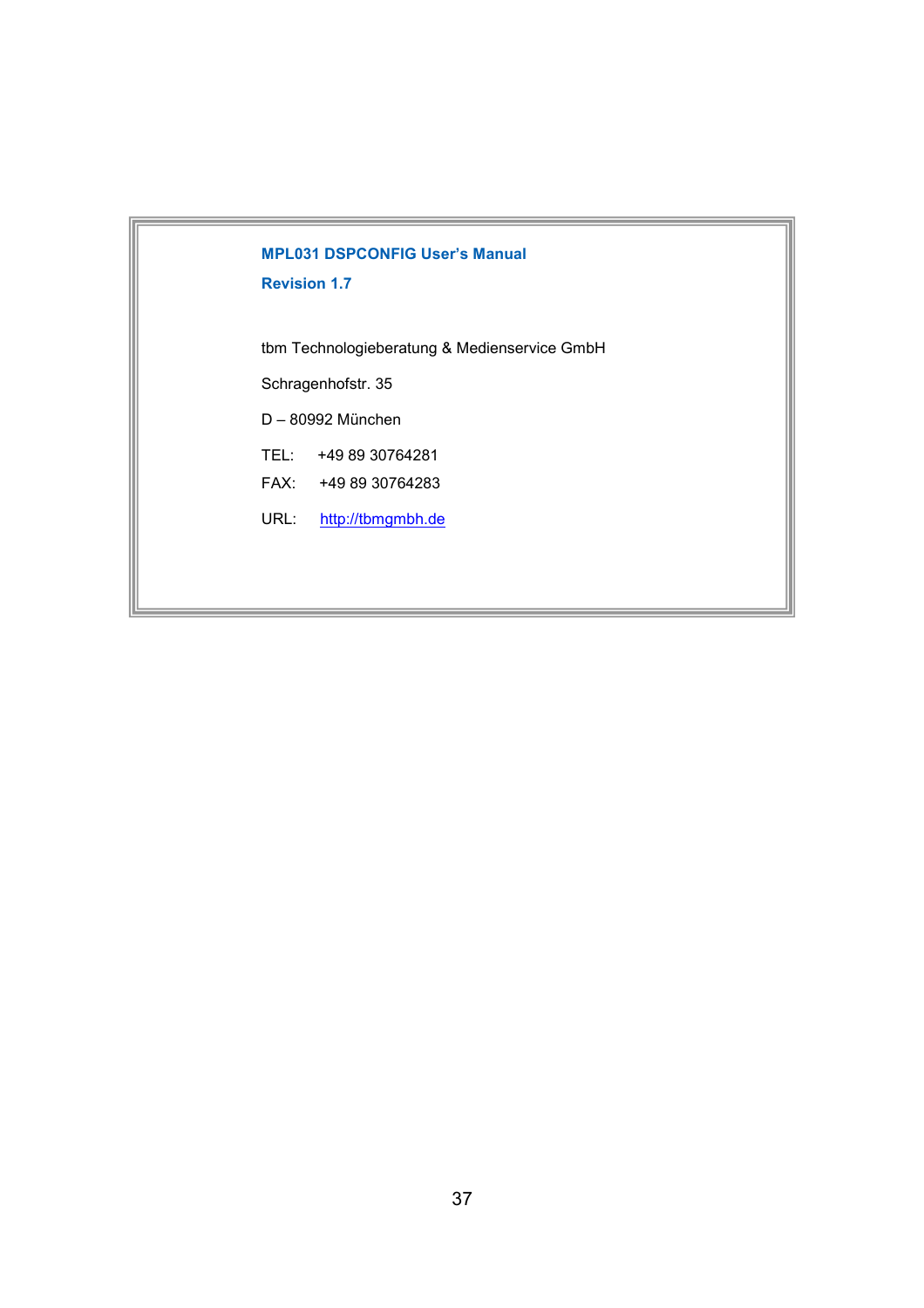**MPL031 DSPCONFIG User's Manual**

**Revision 1.7**

tbm Technologieberatung & Medienservice GmbH

Schragenhofstr. 35

D – 80992 München

TEL: +49 89 30764281

FAX: +49 89 30764283

URL: http://tbmgmbh.de